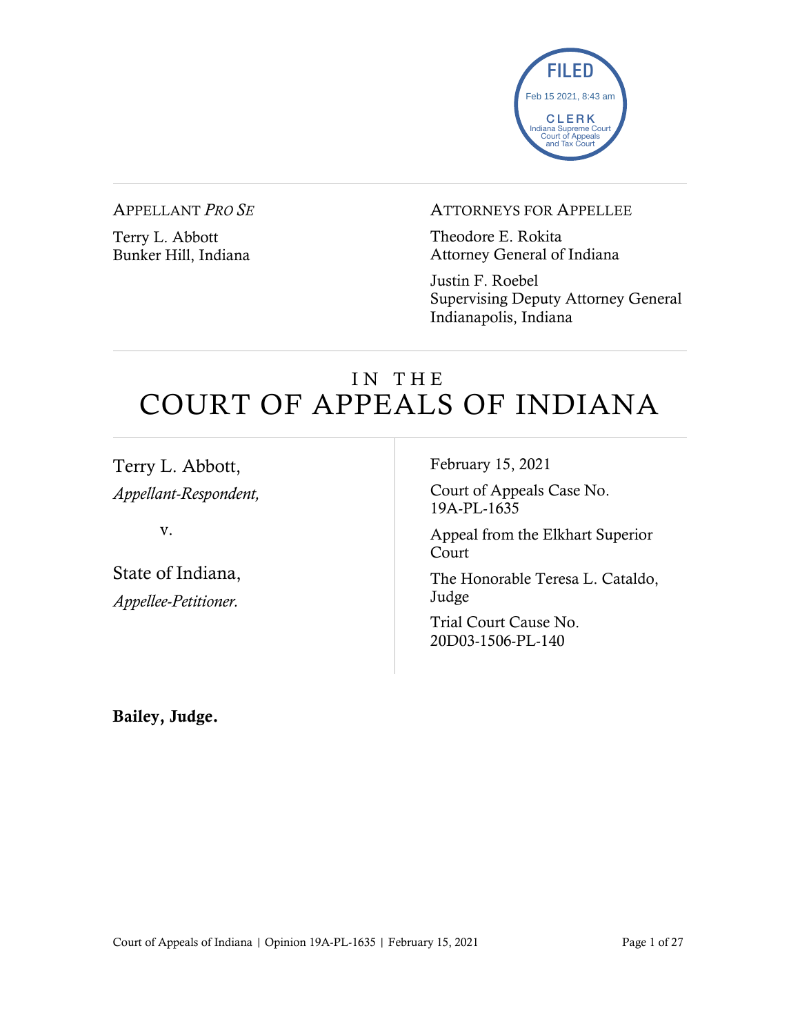FILED
Feb 15 2021, 8:43 am
CLERK
Indiana Supreme Court
Court of Appeals
and Tax Court

---

APPELLANT *PRO SE*

Terry L. Abbott
Bunker Hill, Indiana

ATTORNEYS FOR APPELLEE

Theodore E. Rokita
Attorney General of Indiana

Justin F. Roebel
Supervising Deputy Attorney General
Indianapolis, Indiana

---

# IN THE COURT OF APPEALS OF INDIANA

---

Terry L. Abbott,
*Appellant-Respondent,*

v.

State of Indiana,
*Appellee-Petitioner.*

February 15, 2021

Court of Appeals Case No. 19A-PL-1635

Appeal from the Elkhart Superior Court

The Honorable Teresa L. Cataldo, Judge

Trial Court Cause No. 20D03-1506-PL-140

**Bailey, Judge.**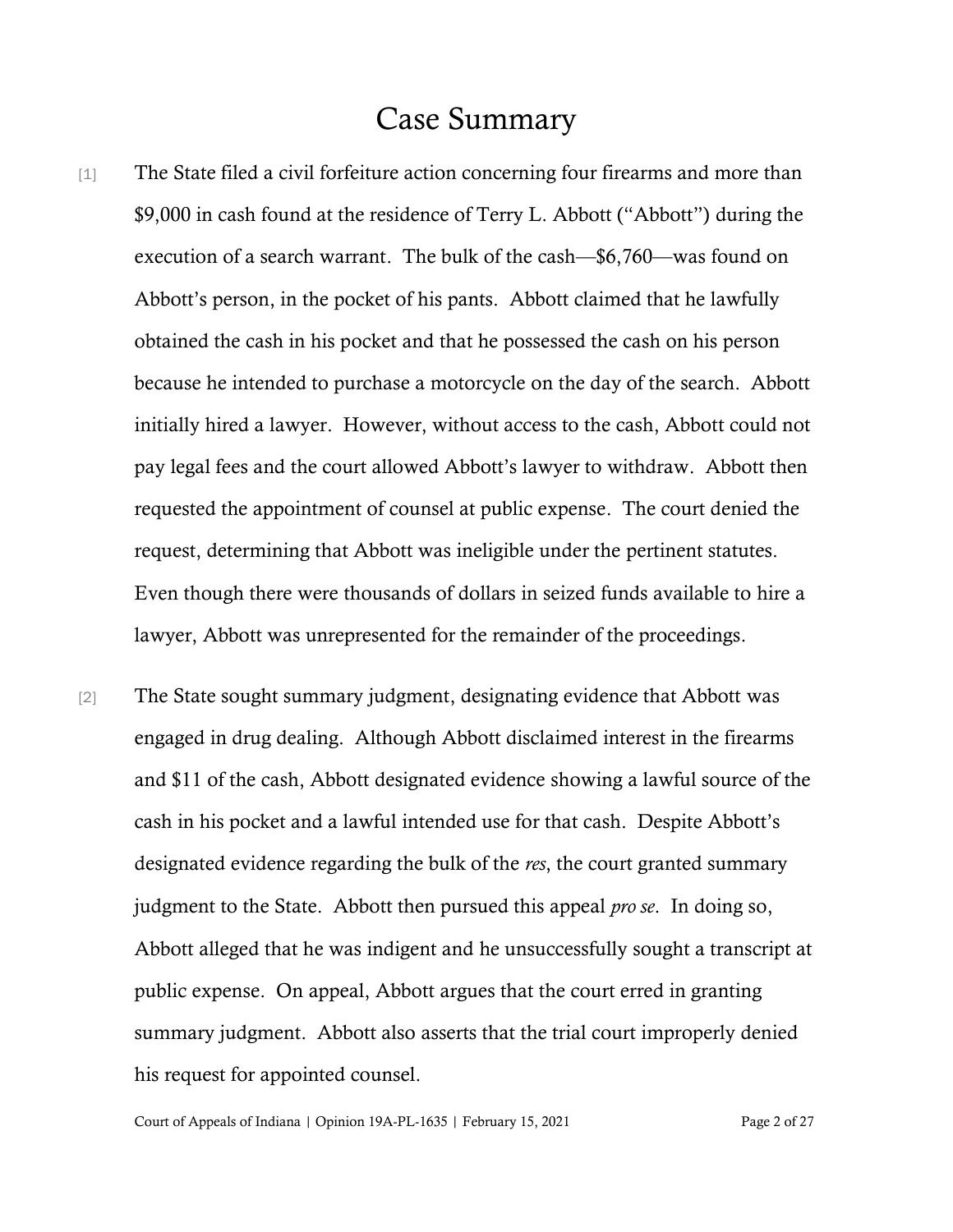# Case Summary

[1] The State filed a civil forfeiture action concerning four firearms and more than $9,000 in cash found at the residence of Terry L. Abbott ("Abbott") during the execution of a search warrant. The bulk of the cash—$6,760—was found on Abbott's person, in the pocket of his pants. Abbott claimed that he lawfully obtained the cash in his pocket and that he possessed the cash on his person because he intended to purchase a motorcycle on the day of the search. Abbott initially hired a lawyer. However, without access to the cash, Abbott could not pay legal fees and the court allowed Abbott's lawyer to withdraw. Abbott then requested the appointment of counsel at public expense. The court denied the request, determining that Abbott was ineligible under the pertinent statutes. Even though there were thousands of dollars in seized funds available to hire a lawyer, Abbott was unrepresented for the remainder of the proceedings.

[2] The State sought summary judgment, designating evidence that Abbott was engaged in drug dealing. Although Abbott disclaimed interest in the firearms and $11 of the cash, Abbott designated evidence showing a lawful source of the cash in his pocket and a lawful intended use for that cash. Despite Abbott's designated evidence regarding the bulk of the *res*, the court granted summary judgment to the State. Abbott then pursued this appeal *pro se*. In doing so, Abbott alleged that he was indigent and he unsuccessfully sought a transcript at public expense. On appeal, Abbott argues that the court erred in granting summary judgment. Abbott also asserts that the trial court improperly denied his request for appointed counsel.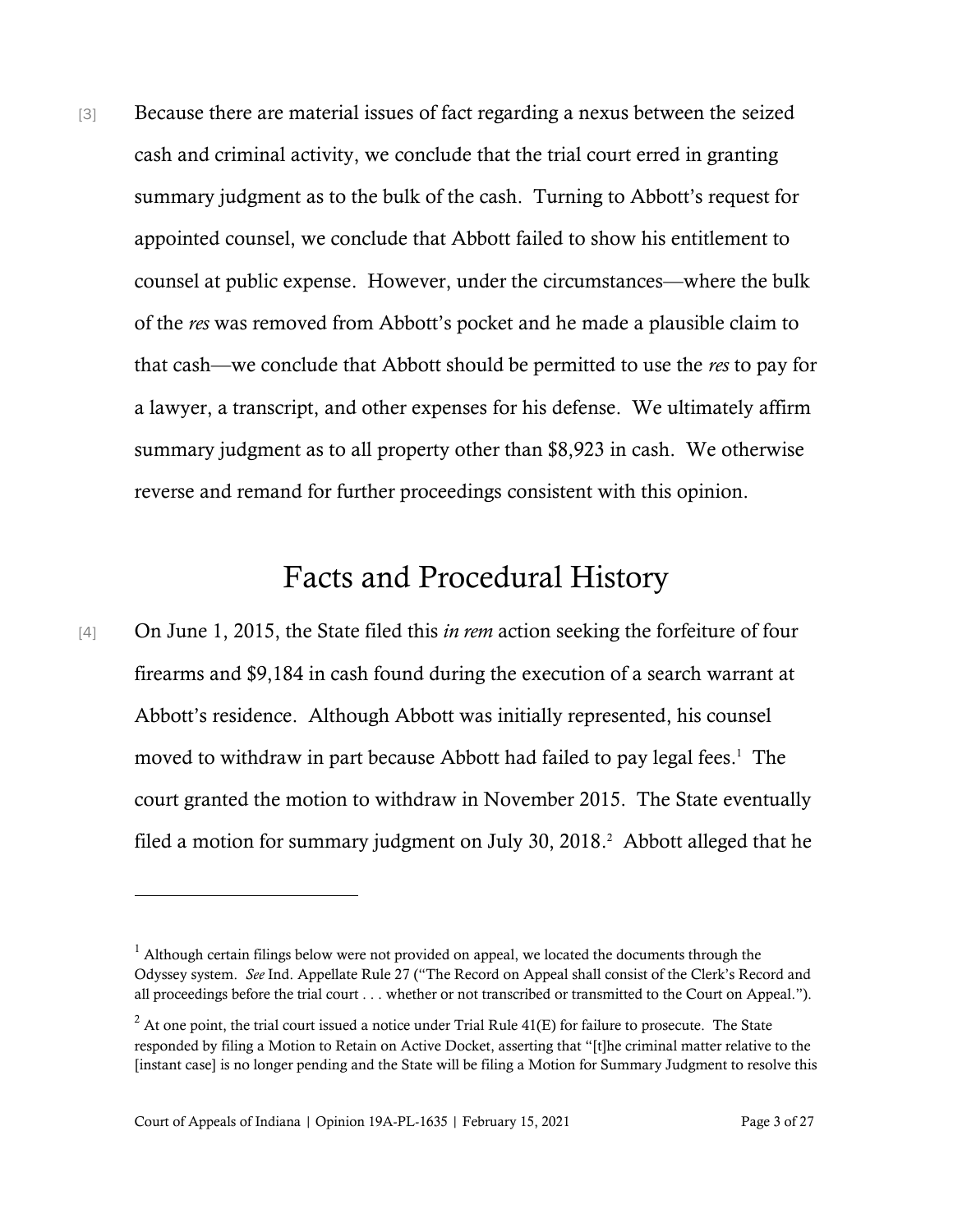[3] Because there are material issues of fact regarding a nexus between the seized cash and criminal activity, we conclude that the trial court erred in granting summary judgment as to the bulk of the cash. Turning to Abbott's request for appointed counsel, we conclude that Abbott failed to show his entitlement to counsel at public expense. However, under the circumstances—where the bulk of the *res* was removed from Abbott's pocket and he made a plausible claim to that cash—we conclude that Abbott should be permitted to use the *res* to pay for a lawyer, a transcript, and other expenses for his defense. We ultimately affirm summary judgment as to all property other than $8,923 in cash. We otherwise reverse and remand for further proceedings consistent with this opinion.

# Facts and Procedural History

[4] On June 1, 2015, the State filed this *in rem* action seeking the forfeiture of four firearms and $9,184 in cash found during the execution of a search warrant at Abbott's residence. Although Abbott was initially represented, his counsel moved to withdraw in part because Abbott had failed to pay legal fees.[1] The court granted the motion to withdraw in November 2015. The State eventually filed a motion for summary judgment on July 30, 2018.[2] Abbott alleged that he

---

[1] Although certain filings below were not provided on appeal, we located the documents through the Odyssey system. *See* Ind. Appellate Rule 27 ("The Record on Appeal shall consist of the Clerk's Record and all proceedings before the trial court . . . whether or not transcribed or transmitted to the Court on Appeal.").

[2] At one point, the trial court issued a notice under Trial Rule 41(E) for failure to prosecute. The State responded by filing a Motion to Retain on Active Docket, asserting that "[t]he criminal matter relative to the [instant case] is no longer pending and the State will be filing a Motion for Summary Judgment to resolve this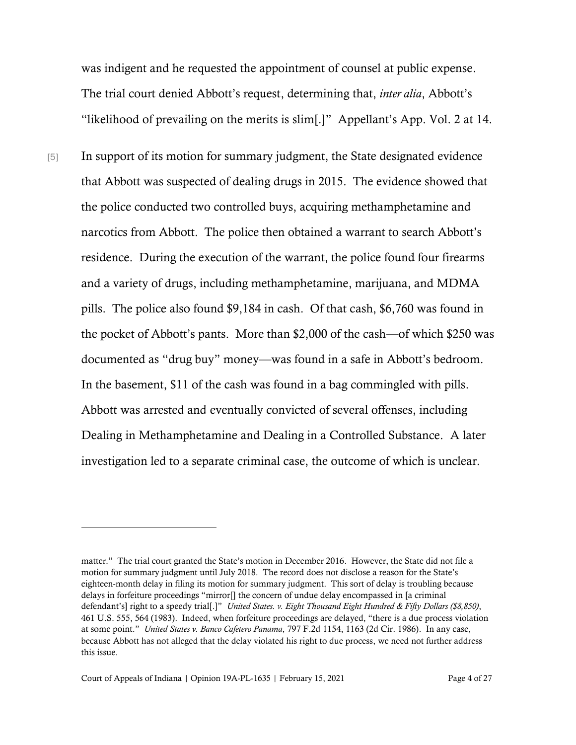was indigent and he requested the appointment of counsel at public expense. The trial court denied Abbott's request, determining that, *inter alia*, Abbott's "likelihood of prevailing on the merits is slim[.]" Appellant's App. Vol. 2 at 14.

[5] In support of its motion for summary judgment, the State designated evidence that Abbott was suspected of dealing drugs in 2015. The evidence showed that the police conducted two controlled buys, acquiring methamphetamine and narcotics from Abbott. The police then obtained a warrant to search Abbott's residence. During the execution of the warrant, the police found four firearms and a variety of drugs, including methamphetamine, marijuana, and MDMA pills. The police also found $9,184 in cash. Of that cash, $6,760 was found in the pocket of Abbott's pants. More than $2,000 of the cash—of which $250 was documented as "drug buy" money—was found in a safe in Abbott's bedroom. In the basement, $11 of the cash was found in a bag commingled with pills. Abbott was arrested and eventually convicted of several offenses, including Dealing in Methamphetamine and Dealing in a Controlled Substance. A later investigation led to a separate criminal case, the outcome of which is unclear.

---

matter." The trial court granted the State's motion in December 2016. However, the State did not file a motion for summary judgment until July 2018. The record does not disclose a reason for the State's eighteen-month delay in filing its motion for summary judgment. This sort of delay is troubling because delays in forfeiture proceedings "mirror[] the concern of undue delay encompassed in [a criminal defendant's] right to a speedy trial[.]" *United States. v. Eight Thousand Eight Hundred & Fifty Dollars ($8,850)*, 461 U.S. 555, 564 (1983). Indeed, when forfeiture proceedings are delayed, "there is a due process violation at some point." *United States v. Banco Cafetero Panama*, 797 F.2d 1154, 1163 (2d Cir. 1986). In any case, because Abbott has not alleged that the delay violated his right to due process, we need not further address this issue.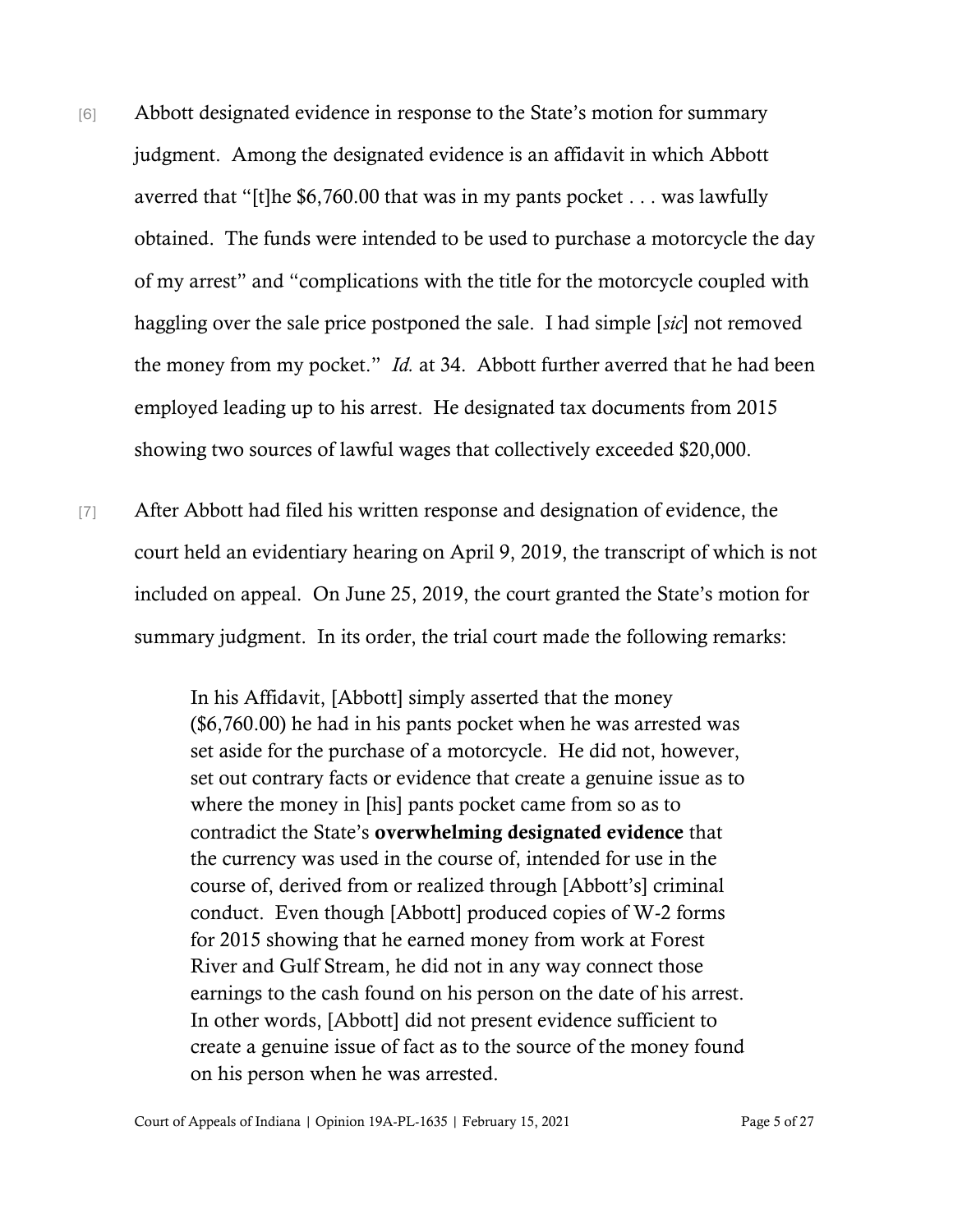[6] Abbott designated evidence in response to the State's motion for summary judgment. Among the designated evidence is an affidavit in which Abbott averred that "[t]he $6,760.00 that was in my pants pocket . . . was lawfully obtained. The funds were intended to be used to purchase a motorcycle the day of my arrest" and "complications with the title for the motorcycle coupled with haggling over the sale price postponed the sale. I had simple [*sic*] not removed the money from my pocket." *Id.* at 34. Abbott further averred that he had been employed leading up to his arrest. He designated tax documents from 2015 showing two sources of lawful wages that collectively exceeded $20,000.

[7] After Abbott had filed his written response and designation of evidence, the court held an evidentiary hearing on April 9, 2019, the transcript of which is not included on appeal. On June 25, 2019, the court granted the State's motion for summary judgment. In its order, the trial court made the following remarks:

> In his Affidavit, [Abbott] simply asserted that the money ($6,760.00) he had in his pants pocket when he was arrested was set aside for the purchase of a motorcycle. He did not, however, set out contrary facts or evidence that create a genuine issue as to where the money in [his] pants pocket came from so as to contradict the State's **overwhelming designated evidence** that the currency was used in the course of, intended for use in the course of, derived from or realized through [Abbott's] criminal conduct. Even though [Abbott] produced copies of W-2 forms for 2015 showing that he earned money from work at Forest River and Gulf Stream, he did not in any way connect those earnings to the cash found on his person on the date of his arrest. In other words, [Abbott] did not present evidence sufficient to create a genuine issue of fact as to the source of the money found on his person when he was arrested.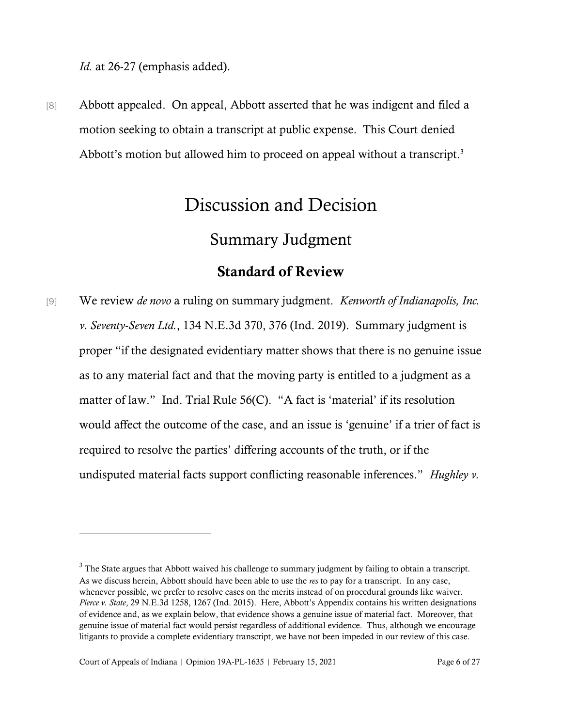*Id.* at 26-27 (emphasis added).

[8] Abbott appealed. On appeal, Abbott asserted that he was indigent and filed a motion seeking to obtain a transcript at public expense. This Court denied Abbott's motion but allowed him to proceed on appeal without a transcript.[3]

# Discussion and Decision

## Summary Judgment

### Standard of Review

[9] We review *de novo* a ruling on summary judgment. *Kenworth of Indianapolis, Inc. v. Seventy-Seven Ltd.*, 134 N.E.3d 370, 376 (Ind. 2019). Summary judgment is proper "if the designated evidentiary matter shows that there is no genuine issue as to any material fact and that the moving party is entitled to a judgment as a matter of law." Ind. Trial Rule 56(C). "A fact is 'material' if its resolution would affect the outcome of the case, and an issue is 'genuine' if a trier of fact is required to resolve the parties' differing accounts of the truth, or if the undisputed material facts support conflicting reasonable inferences." *Hughley v.*

---

[3] The State argues that Abbott waived his challenge to summary judgment by failing to obtain a transcript. As we discuss herein, Abbott should have been able to use the *res* to pay for a transcript. In any case, whenever possible, we prefer to resolve cases on the merits instead of on procedural grounds like waiver. *Pierce v. State*, 29 N.E.3d 1258, 1267 (Ind. 2015). Here, Abbott's Appendix contains his written designations of evidence and, as we explain below, that evidence shows a genuine issue of material fact. Moreover, that genuine issue of material fact would persist regardless of additional evidence. Thus, although we encourage litigants to provide a complete evidentiary transcript, we have not been impeded in our review of this case.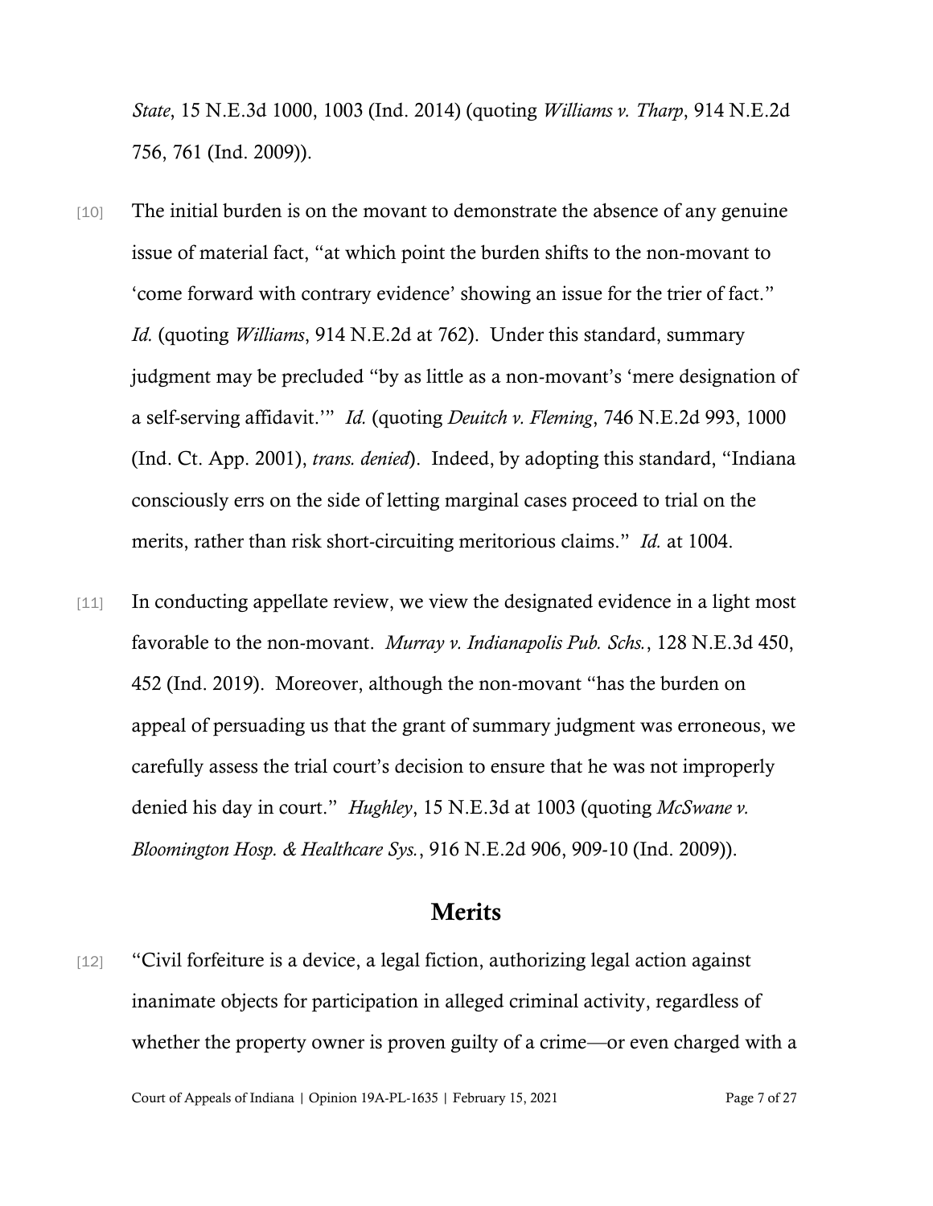*State*, 15 N.E.3d 1000, 1003 (Ind. 2014) (quoting *Williams v. Tharp*, 914 N.E.2d 756, 761 (Ind. 2009)).

[10] The initial burden is on the movant to demonstrate the absence of any genuine issue of material fact, "at which point the burden shifts to the non-movant to 'come forward with contrary evidence' showing an issue for the trier of fact." *Id.* (quoting *Williams*, 914 N.E.2d at 762). Under this standard, summary judgment may be precluded "by as little as a non-movant's 'mere designation of a self-serving affidavit.'" *Id.* (quoting *Deuitch v. Fleming*, 746 N.E.2d 993, 1000 (Ind. Ct. App. 2001), *trans. denied*). Indeed, by adopting this standard, "Indiana consciously errs on the side of letting marginal cases proceed to trial on the merits, rather than risk short-circuiting meritorious claims." *Id.* at 1004.

[11] In conducting appellate review, we view the designated evidence in a light most favorable to the non-movant. *Murray v. Indianapolis Pub. Schs.*, 128 N.E.3d 450, 452 (Ind. 2019). Moreover, although the non-movant "has the burden on appeal of persuading us that the grant of summary judgment was erroneous, we carefully assess the trial court's decision to ensure that he was not improperly denied his day in court." *Hughley*, 15 N.E.3d at 1003 (quoting *McSwane v. Bloomington Hosp. & Healthcare Sys.*, 916 N.E.2d 906, 909-10 (Ind. 2009)).

## Merits

[12] "Civil forfeiture is a device, a legal fiction, authorizing legal action against inanimate objects for participation in alleged criminal activity, regardless of whether the property owner is proven guilty of a crime—or even charged with a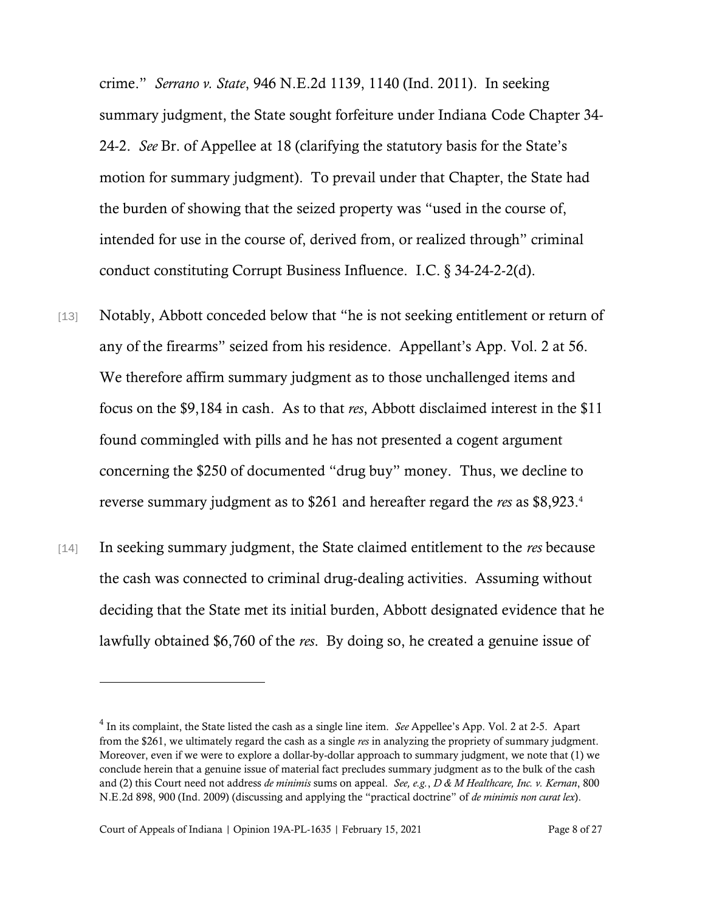crime." *Serrano v. State*, 946 N.E.2d 1139, 1140 (Ind. 2011). In seeking summary judgment, the State sought forfeiture under Indiana Code Chapter 34-24-2. *See* Br. of Appellee at 18 (clarifying the statutory basis for the State's motion for summary judgment). To prevail under that Chapter, the State had the burden of showing that the seized property was "used in the course of, intended for use in the course of, derived from, or realized through" criminal conduct constituting Corrupt Business Influence. I.C. § 34-24-2-2(d).

[13] Notably, Abbott conceded below that "he is not seeking entitlement or return of any of the firearms" seized from his residence. Appellant's App. Vol. 2 at 56. We therefore affirm summary judgment as to those unchallenged items and focus on the $9,184 in cash. As to that *res*, Abbott disclaimed interest in the $11 found commingled with pills and he has not presented a cogent argument concerning the $250 of documented "drug buy" money. Thus, we decline to reverse summary judgment as to $261 and hereafter regard the *res* as $8,923.[4]

[14] In seeking summary judgment, the State claimed entitlement to the *res* because the cash was connected to criminal drug-dealing activities. Assuming without deciding that the State met its initial burden, Abbott designated evidence that he lawfully obtained $6,760 of the *res*. By doing so, he created a genuine issue of

---

[4] In its complaint, the State listed the cash as a single line item. *See* Appellee's App. Vol. 2 at 2-5. Apart from the $261, we ultimately regard the cash as a single *res* in analyzing the propriety of summary judgment. Moreover, even if we were to explore a dollar-by-dollar approach to summary judgment, we note that (1) we conclude herein that a genuine issue of material fact precludes summary judgment as to the bulk of the cash and (2) this Court need not address *de minimis* sums on appeal. *See, e.g.*, *D & M Healthcare, Inc. v. Kernan*, 800 N.E.2d 898, 900 (Ind. 2009) (discussing and applying the "practical doctrine" of *de minimis non curat lex*).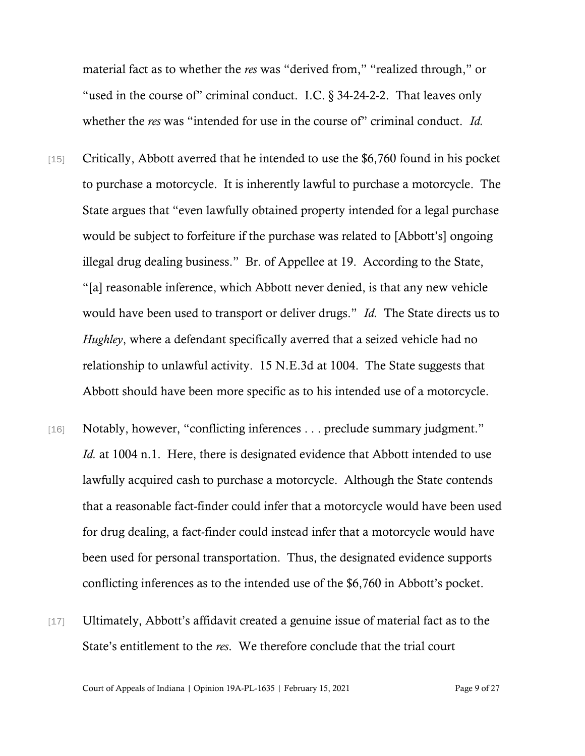material fact as to whether the *res* was "derived from," "realized through," or "used in the course of" criminal conduct. I.C. § 34-24-2-2. That leaves only whether the *res* was "intended for use in the course of" criminal conduct. *Id.*

[15] Critically, Abbott averred that he intended to use the $6,760 found in his pocket to purchase a motorcycle. It is inherently lawful to purchase a motorcycle. The State argues that "even lawfully obtained property intended for a legal purchase would be subject to forfeiture if the purchase was related to [Abbott's] ongoing illegal drug dealing business." Br. of Appellee at 19. According to the State, "[a] reasonable inference, which Abbott never denied, is that any new vehicle would have been used to transport or deliver drugs." *Id.* The State directs us to *Hughley*, where a defendant specifically averred that a seized vehicle had no relationship to unlawful activity. 15 N.E.3d at 1004. The State suggests that Abbott should have been more specific as to his intended use of a motorcycle.

[16] Notably, however, "conflicting inferences . . . preclude summary judgment." *Id.* at 1004 n.1. Here, there is designated evidence that Abbott intended to use lawfully acquired cash to purchase a motorcycle. Although the State contends that a reasonable fact-finder could infer that a motorcycle would have been used for drug dealing, a fact-finder could instead infer that a motorcycle would have been used for personal transportation. Thus, the designated evidence supports conflicting inferences as to the intended use of the $6,760 in Abbott's pocket.

[17] Ultimately, Abbott's affidavit created a genuine issue of material fact as to the State's entitlement to the *res*. We therefore conclude that the trial court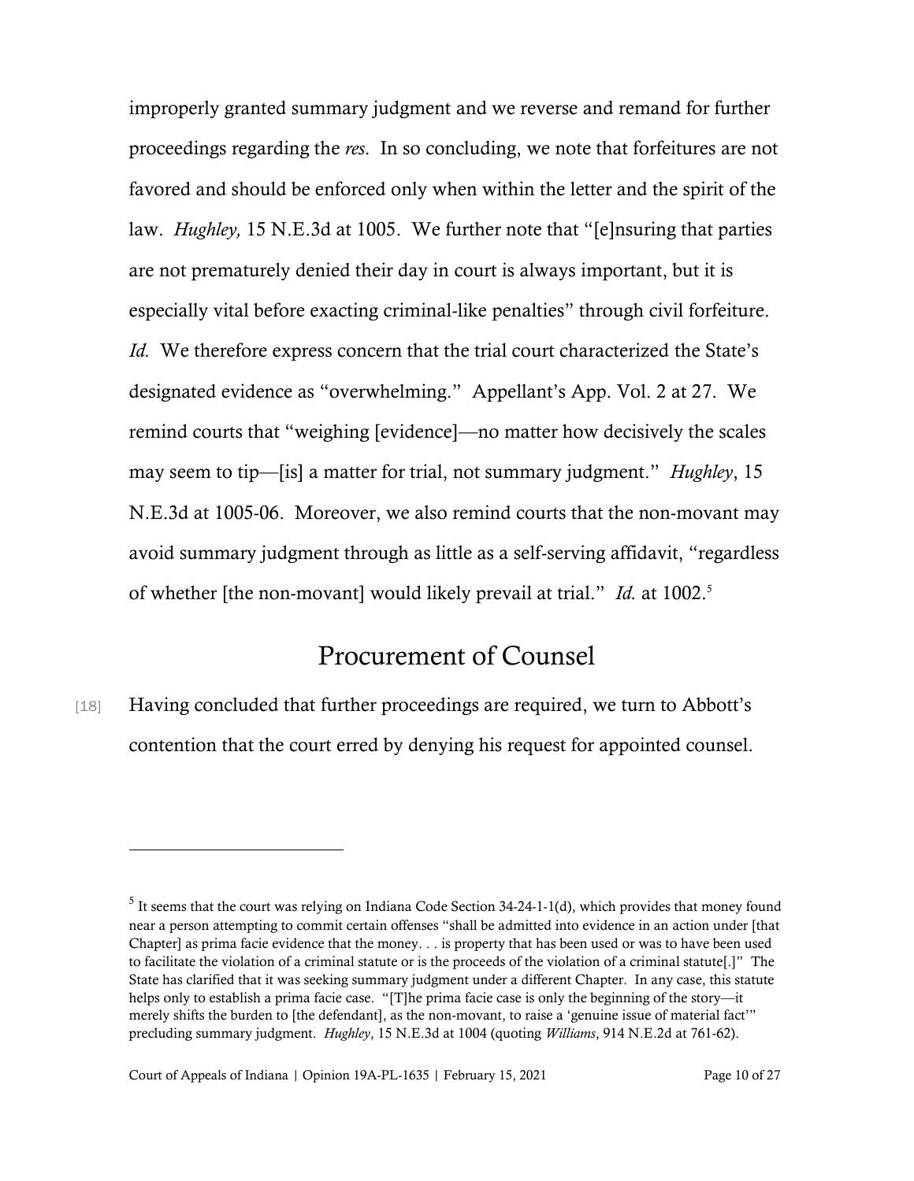improperly granted summary judgment and we reverse and remand for further proceedings regarding the *res*. In so concluding, we note that forfeitures are not favored and should be enforced only when within the letter and the spirit of the law. *Hughley,* 15 N.E.3d at 1005. We further note that "[e]nsuring that parties are not prematurely denied their day in court is always important, but it is especially vital before exacting criminal-like penalties" through civil forfeiture. *Id.* We therefore express concern that the trial court characterized the State's designated evidence as "overwhelming." Appellant's App. Vol. 2 at 27. We remind courts that "weighing [evidence]—no matter how decisively the scales may seem to tip—[is] a matter for trial, not summary judgment." *Hughley*, 15 N.E.3d at 1005-06. Moreover, we also remind courts that the non-movant may avoid summary judgment through as little as a self-serving affidavit, "regardless of whether [the non-movant] would likely prevail at trial." *Id.* at 1002.[5]

## Procurement of Counsel

[18] Having concluded that further proceedings are required, we turn to Abbott's contention that the court erred by denying his request for appointed counsel.

---

[5] It seems that the court was relying on Indiana Code Section 34-24-1-1(d), which provides that money found near a person attempting to commit certain offenses "shall be admitted into evidence in an action under [that Chapter] as prima facie evidence that the money. . . is property that has been used or was to have been used to facilitate the violation of a criminal statute or is the proceeds of the violation of a criminal statute[.]" The State has clarified that it was seeking summary judgment under a different Chapter. In any case, this statute helps only to establish a prima facie case. "[T]he prima facie case is only the beginning of the story—it merely shifts the burden to [the defendant], as the non-movant, to raise a 'genuine issue of material fact'" precluding summary judgment. *Hughley*, 15 N.E.3d at 1004 (quoting *Williams*, 914 N.E.2d at 761-62).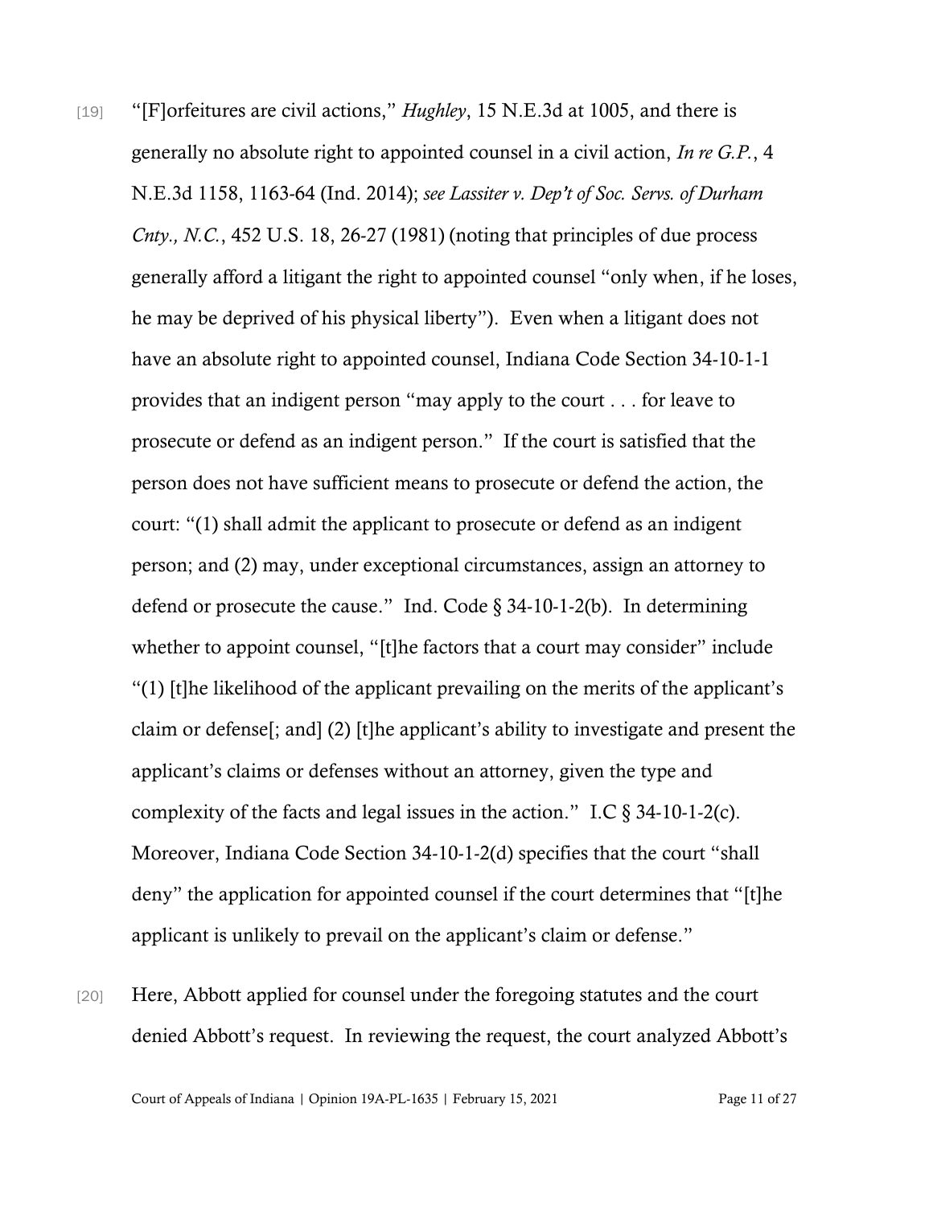[19] "[F]orfeitures are civil actions," *Hughley*, 15 N.E.3d at 1005, and there is generally no absolute right to appointed counsel in a civil action, *In re G.P.*, 4 N.E.3d 1158, 1163-64 (Ind. 2014); *see Lassiter v. Dep't of Soc. Servs. of Durham Cnty., N.C.*, 452 U.S. 18, 26-27 (1981) (noting that principles of due process generally afford a litigant the right to appointed counsel "only when, if he loses, he may be deprived of his physical liberty"). Even when a litigant does not have an absolute right to appointed counsel, Indiana Code Section 34-10-1-1 provides that an indigent person "may apply to the court . . . for leave to prosecute or defend as an indigent person." If the court is satisfied that the person does not have sufficient means to prosecute or defend the action, the court: "(1) shall admit the applicant to prosecute or defend as an indigent person; and (2) may, under exceptional circumstances, assign an attorney to defend or prosecute the cause." Ind. Code § 34-10-1-2(b). In determining whether to appoint counsel, "[t]he factors that a court may consider" include "(1) [t]he likelihood of the applicant prevailing on the merits of the applicant's claim or defense[; and] (2) [t]he applicant's ability to investigate and present the applicant's claims or defenses without an attorney, given the type and complexity of the facts and legal issues in the action." I.C § 34-10-1-2(c). Moreover, Indiana Code Section 34-10-1-2(d) specifies that the court "shall deny" the application for appointed counsel if the court determines that "[t]he applicant is unlikely to prevail on the applicant's claim or defense."

[20] Here, Abbott applied for counsel under the foregoing statutes and the court denied Abbott's request. In reviewing the request, the court analyzed Abbott's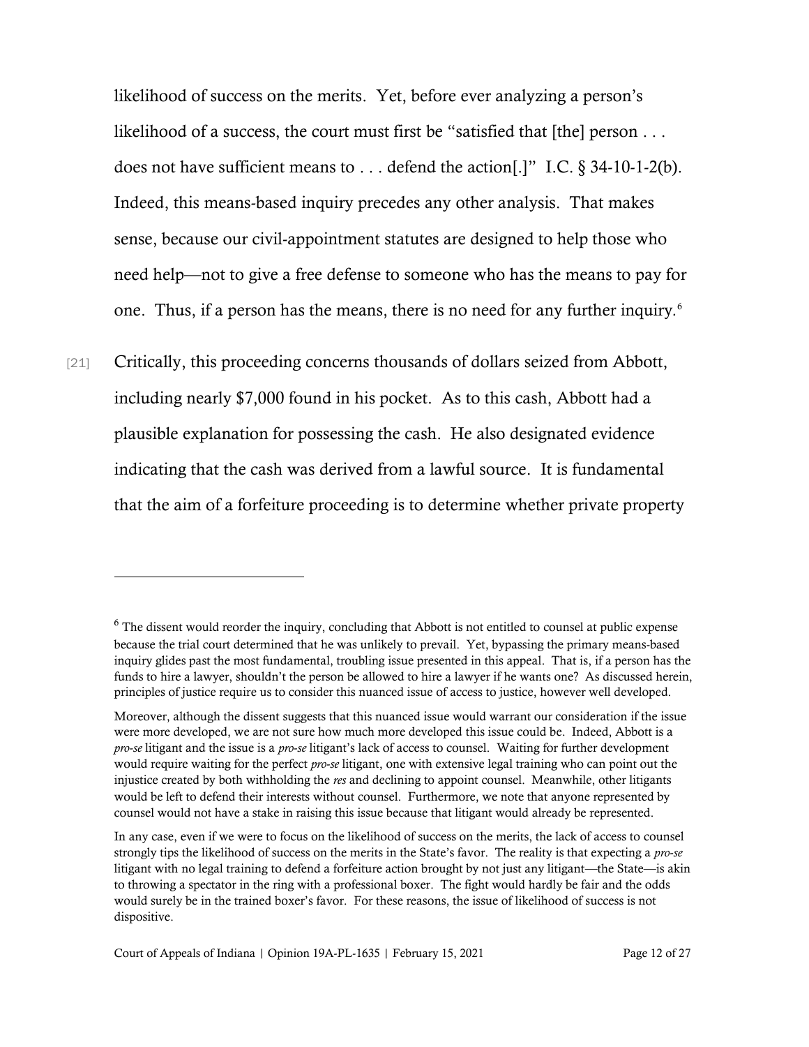likelihood of success on the merits. Yet, before ever analyzing a person's likelihood of a success, the court must first be "satisfied that [the] person . . . does not have sufficient means to . . . defend the action[.]" I.C. § 34-10-1-2(b). Indeed, this means-based inquiry precedes any other analysis. That makes sense, because our civil-appointment statutes are designed to help those who need help—not to give a free defense to someone who has the means to pay for one. Thus, if a person has the means, there is no need for any further inquiry.[6]

[21] Critically, this proceeding concerns thousands of dollars seized from Abbott, including nearly $7,000 found in his pocket. As to this cash, Abbott had a plausible explanation for possessing the cash. He also designated evidence indicating that the cash was derived from a lawful source. It is fundamental that the aim of a forfeiture proceeding is to determine whether private property

---

[6] The dissent would reorder the inquiry, concluding that Abbott is not entitled to counsel at public expense because the trial court determined that he was unlikely to prevail. Yet, bypassing the primary means-based inquiry glides past the most fundamental, troubling issue presented in this appeal. That is, if a person has the funds to hire a lawyer, shouldn't the person be allowed to hire a lawyer if he wants one? As discussed herein, principles of justice require us to consider this nuanced issue of access to justice, however well developed.

Moreover, although the dissent suggests that this nuanced issue would warrant our consideration if the issue were more developed, we are not sure how much more developed this issue could be. Indeed, Abbott is a *pro-se* litigant and the issue is a *pro-se* litigant's lack of access to counsel. Waiting for further development would require waiting for the perfect *pro-se* litigant, one with extensive legal training who can point out the injustice created by both withholding the *res* and declining to appoint counsel. Meanwhile, other litigants would be left to defend their interests without counsel. Furthermore, we note that anyone represented by counsel would not have a stake in raising this issue because that litigant would already be represented.

In any case, even if we were to focus on the likelihood of success on the merits, the lack of access to counsel strongly tips the likelihood of success on the merits in the State's favor. The reality is that expecting a *pro-se* litigant with no legal training to defend a forfeiture action brought by not just any litigant—the State—is akin to throwing a spectator in the ring with a professional boxer. The fight would hardly be fair and the odds would surely be in the trained boxer's favor. For these reasons, the issue of likelihood of success is not dispositive.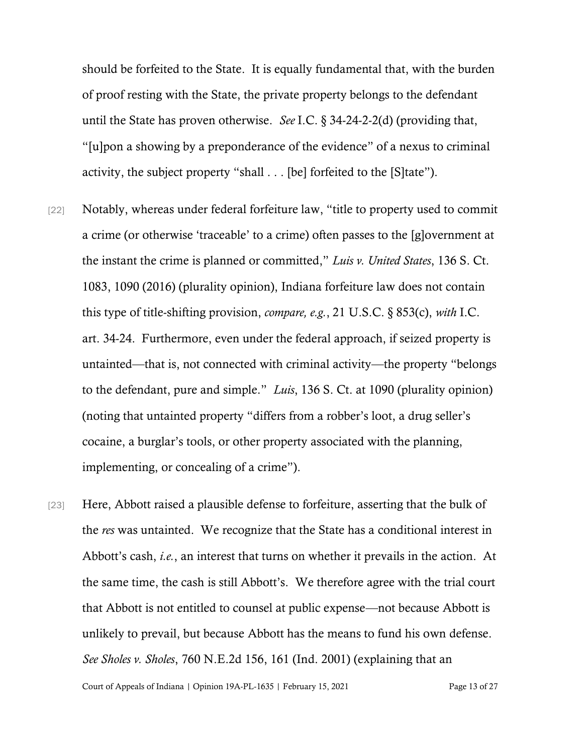should be forfeited to the State. It is equally fundamental that, with the burden of proof resting with the State, the private property belongs to the defendant until the State has proven otherwise. *See* I.C. § 34-24-2-2(d) (providing that, "[u]pon a showing by a preponderance of the evidence" of a nexus to criminal activity, the subject property "shall . . . [be] forfeited to the [S]tate").

[22] Notably, whereas under federal forfeiture law, "title to property used to commit a crime (or otherwise 'traceable' to a crime) often passes to the [g]overnment at the instant the crime is planned or committed," *Luis v. United States*, 136 S. Ct. 1083, 1090 (2016) (plurality opinion), Indiana forfeiture law does not contain this type of title-shifting provision, *compare, e.g.*, 21 U.S.C. § 853(c), *with* I.C. art. 34-24. Furthermore, even under the federal approach, if seized property is untainted—that is, not connected with criminal activity—the property "belongs to the defendant, pure and simple." *Luis*, 136 S. Ct. at 1090 (plurality opinion) (noting that untainted property "differs from a robber's loot, a drug seller's cocaine, a burglar's tools, or other property associated with the planning, implementing, or concealing of a crime").

[23] Here, Abbott raised a plausible defense to forfeiture, asserting that the bulk of the *res* was untainted. We recognize that the State has a conditional interest in Abbott's cash, *i.e.*, an interest that turns on whether it prevails in the action. At the same time, the cash is still Abbott's. We therefore agree with the trial court that Abbott is not entitled to counsel at public expense—not because Abbott is unlikely to prevail, but because Abbott has the means to fund his own defense. *See Sholes v. Sholes*, 760 N.E.2d 156, 161 (Ind. 2001) (explaining that an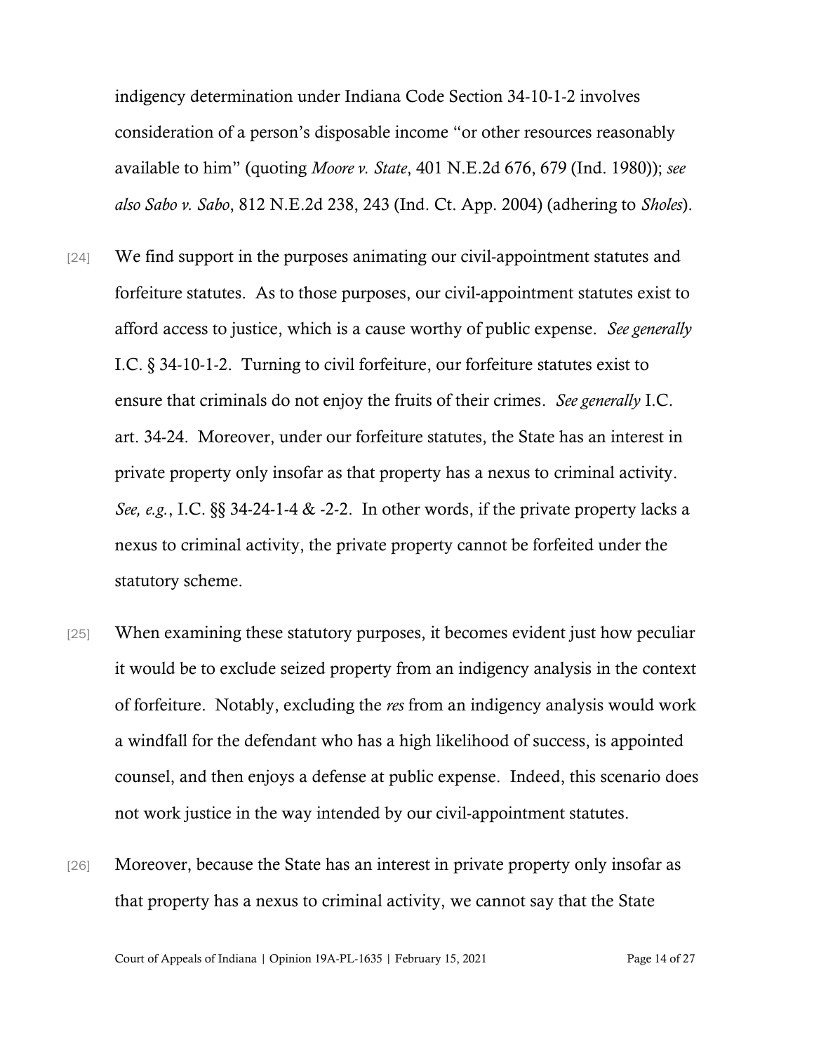indigency determination under Indiana Code Section 34-10-1-2 involves consideration of a person's disposable income "or other resources reasonably available to him" (quoting *Moore v. State*, 401 N.E.2d 676, 679 (Ind. 1980)); *see also Sabo v. Sabo*, 812 N.E.2d 238, 243 (Ind. Ct. App. 2004) (adhering to *Sholes*).

[24] We find support in the purposes animating our civil-appointment statutes and forfeiture statutes. As to those purposes, our civil-appointment statutes exist to afford access to justice, which is a cause worthy of public expense. *See generally* I.C. § 34-10-1-2. Turning to civil forfeiture, our forfeiture statutes exist to ensure that criminals do not enjoy the fruits of their crimes. *See generally* I.C. art. 34-24. Moreover, under our forfeiture statutes, the State has an interest in private property only insofar as that property has a nexus to criminal activity. *See, e.g.*, I.C. §§ 34-24-1-4 & -2-2. In other words, if the private property lacks a nexus to criminal activity, the private property cannot be forfeited under the statutory scheme.

[25] When examining these statutory purposes, it becomes evident just how peculiar it would be to exclude seized property from an indigency analysis in the context of forfeiture. Notably, excluding the *res* from an indigency analysis would work a windfall for the defendant who has a high likelihood of success, is appointed counsel, and then enjoys a defense at public expense. Indeed, this scenario does not work justice in the way intended by our civil-appointment statutes.

[26] Moreover, because the State has an interest in private property only insofar as that property has a nexus to criminal activity, we cannot say that the State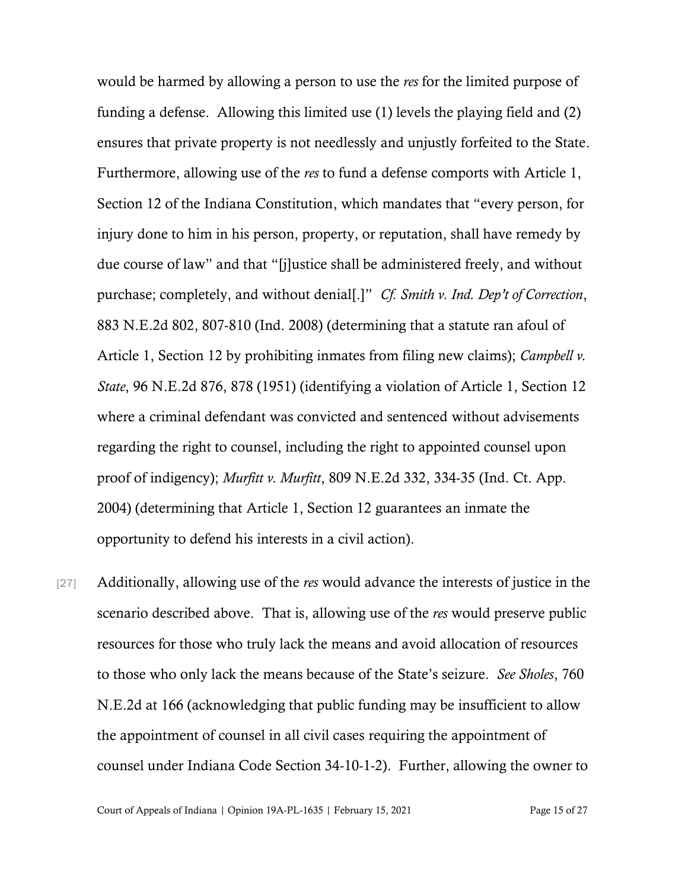would be harmed by allowing a person to use the *res* for the limited purpose of funding a defense. Allowing this limited use (1) levels the playing field and (2) ensures that private property is not needlessly and unjustly forfeited to the State. Furthermore, allowing use of the *res* to fund a defense comports with Article 1, Section 12 of the Indiana Constitution, which mandates that "every person, for injury done to him in his person, property, or reputation, shall have remedy by due course of law" and that "[j]ustice shall be administered freely, and without purchase; completely, and without denial[.]" *Cf. Smith v. Ind. Dep't of Correction*, 883 N.E.2d 802, 807-810 (Ind. 2008) (determining that a statute ran afoul of Article 1, Section 12 by prohibiting inmates from filing new claims); *Campbell v. State*, 96 N.E.2d 876, 878 (1951) (identifying a violation of Article 1, Section 12 where a criminal defendant was convicted and sentenced without advisements regarding the right to counsel, including the right to appointed counsel upon proof of indigency); *Murfitt v. Murfitt*, 809 N.E.2d 332, 334-35 (Ind. Ct. App. 2004) (determining that Article 1, Section 12 guarantees an inmate the opportunity to defend his interests in a civil action).

[27] Additionally, allowing use of the *res* would advance the interests of justice in the scenario described above. That is, allowing use of the *res* would preserve public resources for those who truly lack the means and avoid allocation of resources to those who only lack the means because of the State's seizure. *See Sholes*, 760 N.E.2d at 166 (acknowledging that public funding may be insufficient to allow the appointment of counsel in all civil cases requiring the appointment of counsel under Indiana Code Section 34-10-1-2). Further, allowing the owner to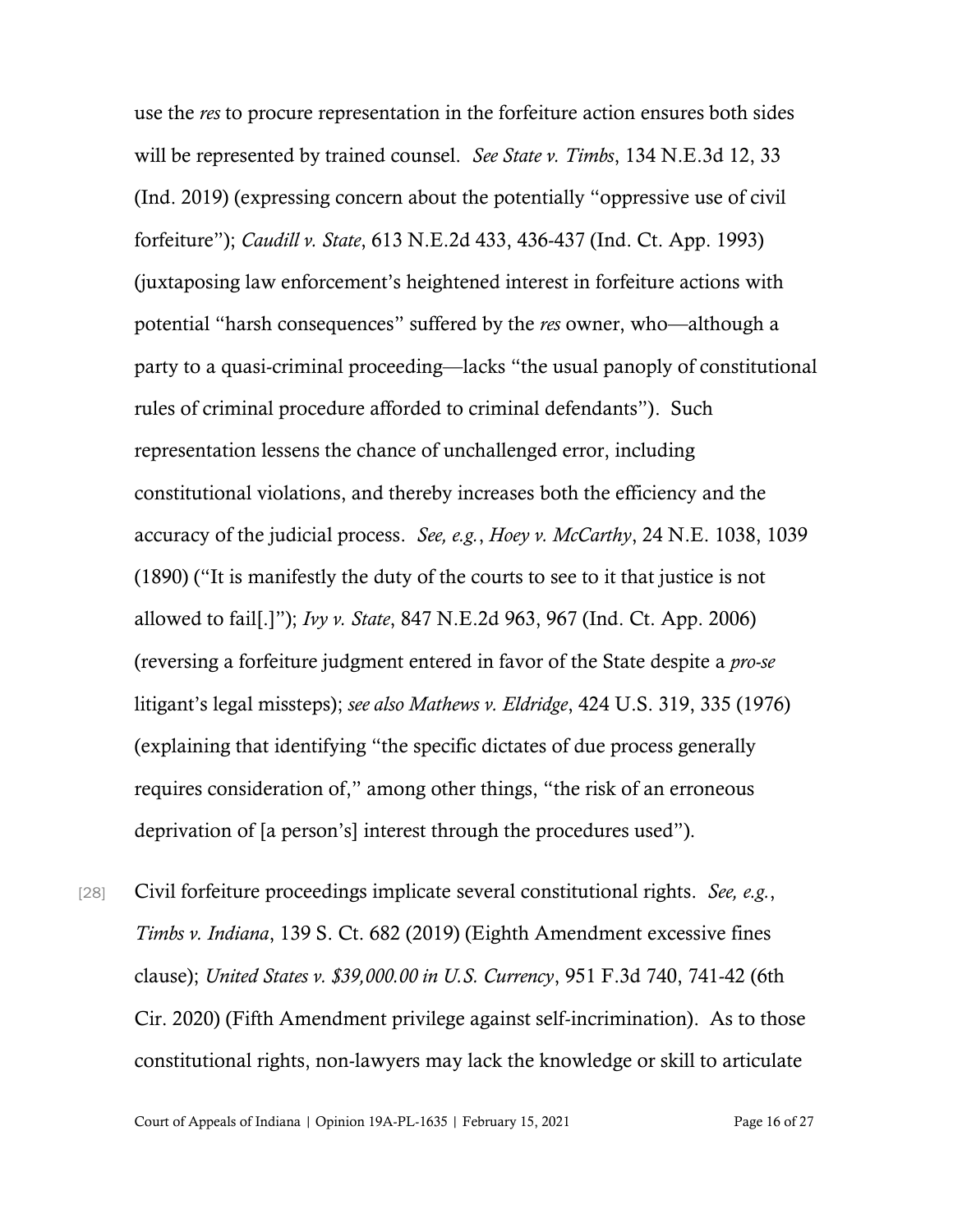use the *res* to procure representation in the forfeiture action ensures both sides will be represented by trained counsel. *See State v. Timbs*, 134 N.E.3d 12, 33 (Ind. 2019) (expressing concern about the potentially "oppressive use of civil forfeiture"); *Caudill v. State*, 613 N.E.2d 433, 436-437 (Ind. Ct. App. 1993) (juxtaposing law enforcement's heightened interest in forfeiture actions with potential "harsh consequences" suffered by the *res* owner, who—although a party to a quasi-criminal proceeding—lacks "the usual panoply of constitutional rules of criminal procedure afforded to criminal defendants"). Such representation lessens the chance of unchallenged error, including constitutional violations, and thereby increases both the efficiency and the accuracy of the judicial process. *See, e.g.*, *Hoey v. McCarthy*, 24 N.E. 1038, 1039 (1890) ("It is manifestly the duty of the courts to see to it that justice is not allowed to fail[.]"); *Ivy v. State*, 847 N.E.2d 963, 967 (Ind. Ct. App. 2006) (reversing a forfeiture judgment entered in favor of the State despite a *pro-se* litigant's legal missteps); *see also Mathews v. Eldridge*, 424 U.S. 319, 335 (1976) (explaining that identifying "the specific dictates of due process generally requires consideration of," among other things, "the risk of an erroneous deprivation of [a person's] interest through the procedures used").

[28] Civil forfeiture proceedings implicate several constitutional rights. *See, e.g.*, *Timbs v. Indiana*, 139 S. Ct. 682 (2019) (Eighth Amendment excessive fines clause); *United States v. $39,000.00 in U.S. Currency*, 951 F.3d 740, 741-42 (6th Cir. 2020) (Fifth Amendment privilege against self-incrimination). As to those constitutional rights, non-lawyers may lack the knowledge or skill to articulate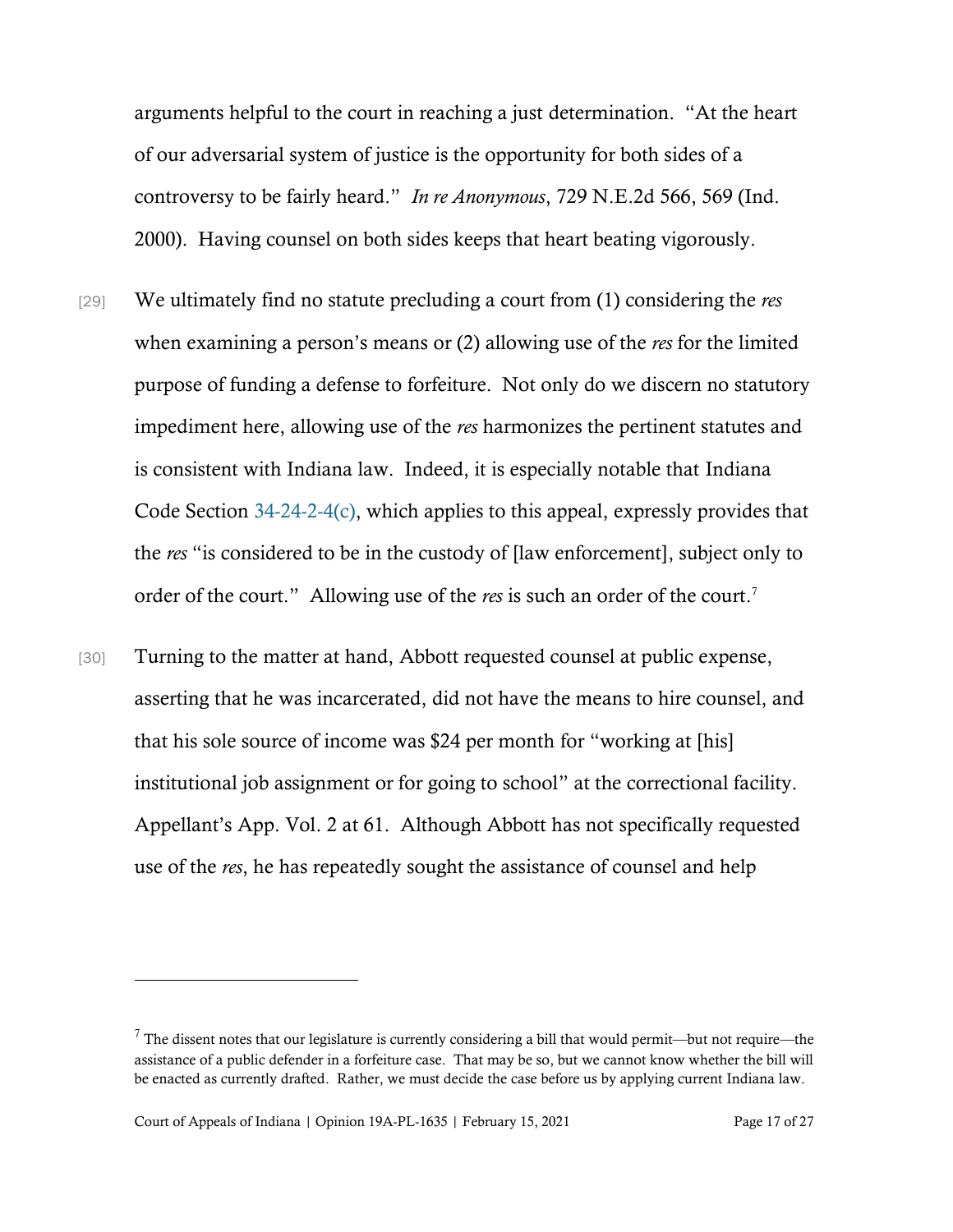arguments helpful to the court in reaching a just determination. "At the heart of our adversarial system of justice is the opportunity for both sides of a controversy to be fairly heard." *In re Anonymous*, 729 N.E.2d 566, 569 (Ind. 2000). Having counsel on both sides keeps that heart beating vigorously.

[29] We ultimately find no statute precluding a court from (1) considering the *res* when examining a person's means or (2) allowing use of the *res* for the limited purpose of funding a defense to forfeiture. Not only do we discern no statutory impediment here, allowing use of the *res* harmonizes the pertinent statutes and is consistent with Indiana law. Indeed, it is especially notable that Indiana Code Section 34-24-2-4(c), which applies to this appeal, expressly provides that the *res* "is considered to be in the custody of [law enforcement], subject only to order of the court." Allowing use of the *res* is such an order of the court.[7]

[30] Turning to the matter at hand, Abbott requested counsel at public expense, asserting that he was incarcerated, did not have the means to hire counsel, and that his sole source of income was $24 per month for "working at [his] institutional job assignment or for going to school" at the correctional facility. Appellant's App. Vol. 2 at 61. Although Abbott has not specifically requested use of the *res*, he has repeatedly sought the assistance of counsel and help

---

[7] The dissent notes that our legislature is currently considering a bill that would permit—but not require—the assistance of a public defender in a forfeiture case. That may be so, but we cannot know whether the bill will be enacted as currently drafted. Rather, we must decide the case before us by applying current Indiana law.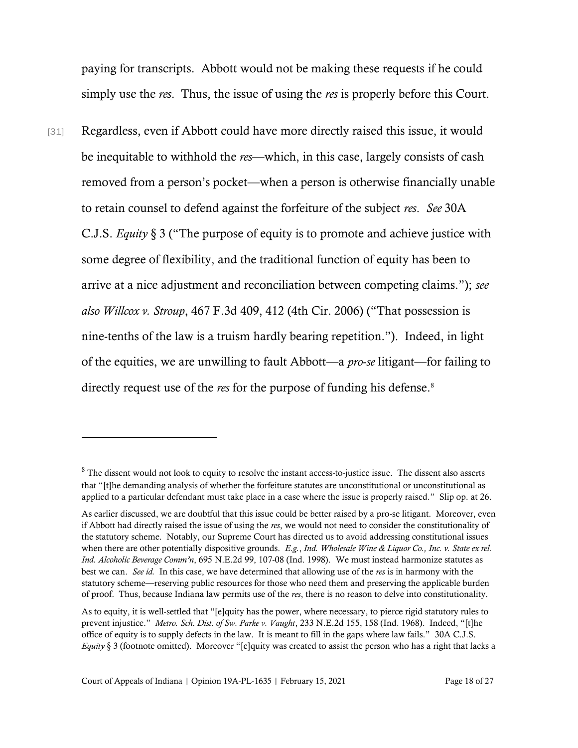paying for transcripts. Abbott would not be making these requests if he could simply use the *res*. Thus, the issue of using the *res* is properly before this Court.

[31] Regardless, even if Abbott could have more directly raised this issue, it would be inequitable to withhold the *res*—which, in this case, largely consists of cash removed from a person's pocket—when a person is otherwise financially unable to retain counsel to defend against the forfeiture of the subject *res*. *See* 30A C.J.S. *Equity* § 3 ("The purpose of equity is to promote and achieve justice with some degree of flexibility, and the traditional function of equity has been to arrive at a nice adjustment and reconciliation between competing claims."); *see also Willcox v. Stroup*, 467 F.3d 409, 412 (4th Cir. 2006) ("That possession is nine-tenths of the law is a truism hardly bearing repetition."). Indeed, in light of the equities, we are unwilling to fault Abbott—a *pro-se* litigant—for failing to directly request use of the *res* for the purpose of funding his defense.[8]

---

[8] The dissent would not look to equity to resolve the instant access-to-justice issue. The dissent also asserts that "[t]he demanding analysis of whether the forfeiture statutes are unconstitutional or unconstitutional as applied to a particular defendant must take place in a case where the issue is properly raised." Slip op. at 26.

As earlier discussed, we are doubtful that this issue could be better raised by a pro-se litigant. Moreover, even if Abbott had directly raised the issue of using the *res*, we would not need to consider the constitutionality of the statutory scheme. Notably, our Supreme Court has directed us to avoid addressing constitutional issues when there are other potentially dispositive grounds. *E.g.*, *Ind. Wholesale Wine & Liquor Co., Inc. v. State ex rel. Ind. Alcoholic Beverage Comm'n*, 695 N.E.2d 99, 107-08 (Ind. 1998). We must instead harmonize statutes as best we can. *See id.* In this case, we have determined that allowing use of the *res* is in harmony with the statutory scheme—reserving public resources for those who need them and preserving the applicable burden of proof. Thus, because Indiana law permits use of the *res*, there is no reason to delve into constitutionality.

As to equity, it is well-settled that "[e]quity has the power, where necessary, to pierce rigid statutory rules to prevent injustice." *Metro. Sch. Dist. of Sw. Parke v. Vaught*, 233 N.E.2d 155, 158 (Ind. 1968). Indeed, "[t]he office of equity is to supply defects in the law. It is meant to fill in the gaps where law fails." 30A C.J.S. *Equity* § 3 (footnote omitted). Moreover "[e]quity was created to assist the person who has a right that lacks a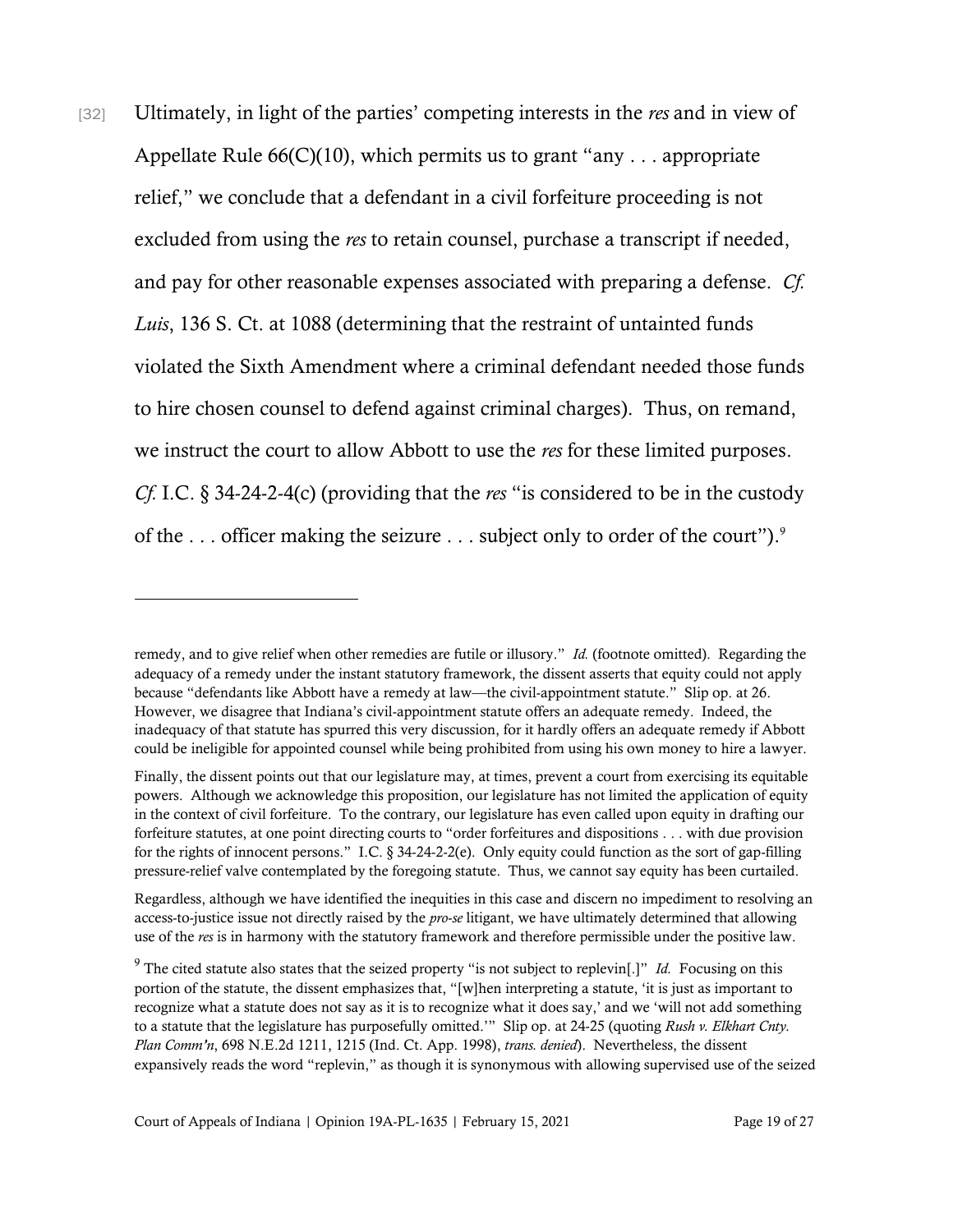[32] Ultimately, in light of the parties' competing interests in the *res* and in view of Appellate Rule 66(C)(10), which permits us to grant "any . . . appropriate relief," we conclude that a defendant in a civil forfeiture proceeding is not excluded from using the *res* to retain counsel, purchase a transcript if needed, and pay for other reasonable expenses associated with preparing a defense. *Cf. Luis*, 136 S. Ct. at 1088 (determining that the restraint of untainted funds violated the Sixth Amendment where a criminal defendant needed those funds to hire chosen counsel to defend against criminal charges). Thus, on remand, we instruct the court to allow Abbott to use the *res* for these limited purposes. *Cf.* I.C. § 34-24-2-4(c) (providing that the *res* "is considered to be in the custody of the . . . officer making the seizure . . . subject only to order of the court").[9]

---

remedy, and to give relief when other remedies are futile or illusory." *Id.* (footnote omitted). Regarding the adequacy of a remedy under the instant statutory framework, the dissent asserts that equity could not apply because "defendants like Abbott have a remedy at law—the civil-appointment statute." Slip op. at 26. However, we disagree that Indiana's civil-appointment statute offers an adequate remedy. Indeed, the inadequacy of that statute has spurred this very discussion, for it hardly offers an adequate remedy if Abbott could be ineligible for appointed counsel while being prohibited from using his own money to hire a lawyer.

Finally, the dissent points out that our legislature may, at times, prevent a court from exercising its equitable powers. Although we acknowledge this proposition, our legislature has not limited the application of equity in the context of civil forfeiture. To the contrary, our legislature has even called upon equity in drafting our forfeiture statutes, at one point directing courts to "order forfeitures and dispositions . . . with due provision for the rights of innocent persons." I.C. § 34-24-2-2(e). Only equity could function as the sort of gap-filling pressure-relief valve contemplated by the foregoing statute. Thus, we cannot say equity has been curtailed.

Regardless, although we have identified the inequities in this case and discern no impediment to resolving an access-to-justice issue not directly raised by the *pro-se* litigant, we have ultimately determined that allowing use of the *res* is in harmony with the statutory framework and therefore permissible under the positive law.

[9] The cited statute also states that the seized property "is not subject to replevin[.]" *Id.* Focusing on this portion of the statute, the dissent emphasizes that, "[w]hen interpreting a statute, 'it is just as important to recognize what a statute does not say as it is to recognize what it does say,' and we 'will not add something to a statute that the legislature has purposefully omitted.'" Slip op. at 24-25 (quoting *Rush v. Elkhart Cnty. Plan Comm'n*, 698 N.E.2d 1211, 1215 (Ind. Ct. App. 1998), *trans. denied*). Nevertheless, the dissent expansively reads the word "replevin," as though it is synonymous with allowing supervised use of the seized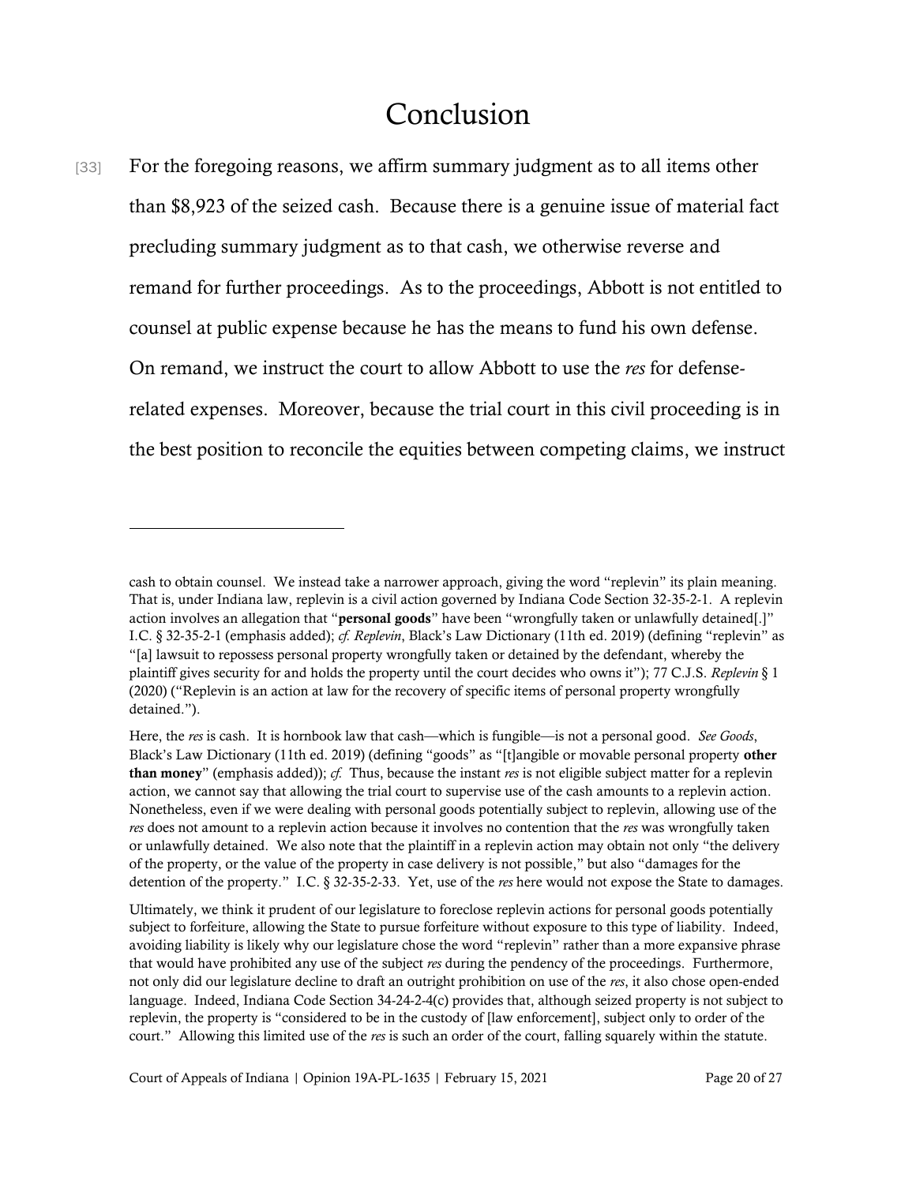# Conclusion

[33] For the foregoing reasons, we affirm summary judgment as to all items other than $8,923 of the seized cash. Because there is a genuine issue of material fact precluding summary judgment as to that cash, we otherwise reverse and remand for further proceedings. As to the proceedings, Abbott is not entitled to counsel at public expense because he has the means to fund his own defense. On remand, we instruct the court to allow Abbott to use the *res* for defense-related expenses. Moreover, because the trial court in this civil proceeding is in the best position to reconcile the equities between competing claims, we instruct

---

cash to obtain counsel. We instead take a narrower approach, giving the word "replevin" its plain meaning. That is, under Indiana law, replevin is a civil action governed by Indiana Code Section 32-35-2-1. A replevin action involves an allegation that "**personal goods**" have been "wrongfully taken or unlawfully detained[.]" I.C. § 32-35-2-1 (emphasis added); *cf. Replevin*, Black's Law Dictionary (11th ed. 2019) (defining "replevin" as "[a] lawsuit to repossess personal property wrongfully taken or detained by the defendant, whereby the plaintiff gives security for and holds the property until the court decides who owns it"); 77 C.J.S. *Replevin* § 1 (2020) ("Replevin is an action at law for the recovery of specific items of personal property wrongfully detained.").

Here, the *res* is cash. It is hornbook law that cash—which is fungible—is not a personal good. *See Goods*, Black's Law Dictionary (11th ed. 2019) (defining "goods" as "[t]angible or movable personal property **other than money**" (emphasis added)); *cf.* Thus, because the instant *res* is not eligible subject matter for a replevin action, we cannot say that allowing the trial court to supervise use of the cash amounts to a replevin action. Nonetheless, even if we were dealing with personal goods potentially subject to replevin, allowing use of the *res* does not amount to a replevin action because it involves no contention that the *res* was wrongfully taken or unlawfully detained. We also note that the plaintiff in a replevin action may obtain not only "the delivery of the property, or the value of the property in case delivery is not possible," but also "damages for the detention of the property." I.C. § 32-35-2-33. Yet, use of the *res* here would not expose the State to damages.

Ultimately, we think it prudent of our legislature to foreclose replevin actions for personal goods potentially subject to forfeiture, allowing the State to pursue forfeiture without exposure to this type of liability. Indeed, avoiding liability is likely why our legislature chose the word "replevin" rather than a more expansive phrase that would have prohibited any use of the subject *res* during the pendency of the proceedings. Furthermore, not only did our legislature decline to draft an outright prohibition on use of the *res*, it also chose open-ended language. Indeed, Indiana Code Section 34-24-2-4(c) provides that, although seized property is not subject to replevin, the property is "considered to be in the custody of [law enforcement], subject only to order of the court." Allowing this limited use of the *res* is such an order of the court, falling squarely within the statute.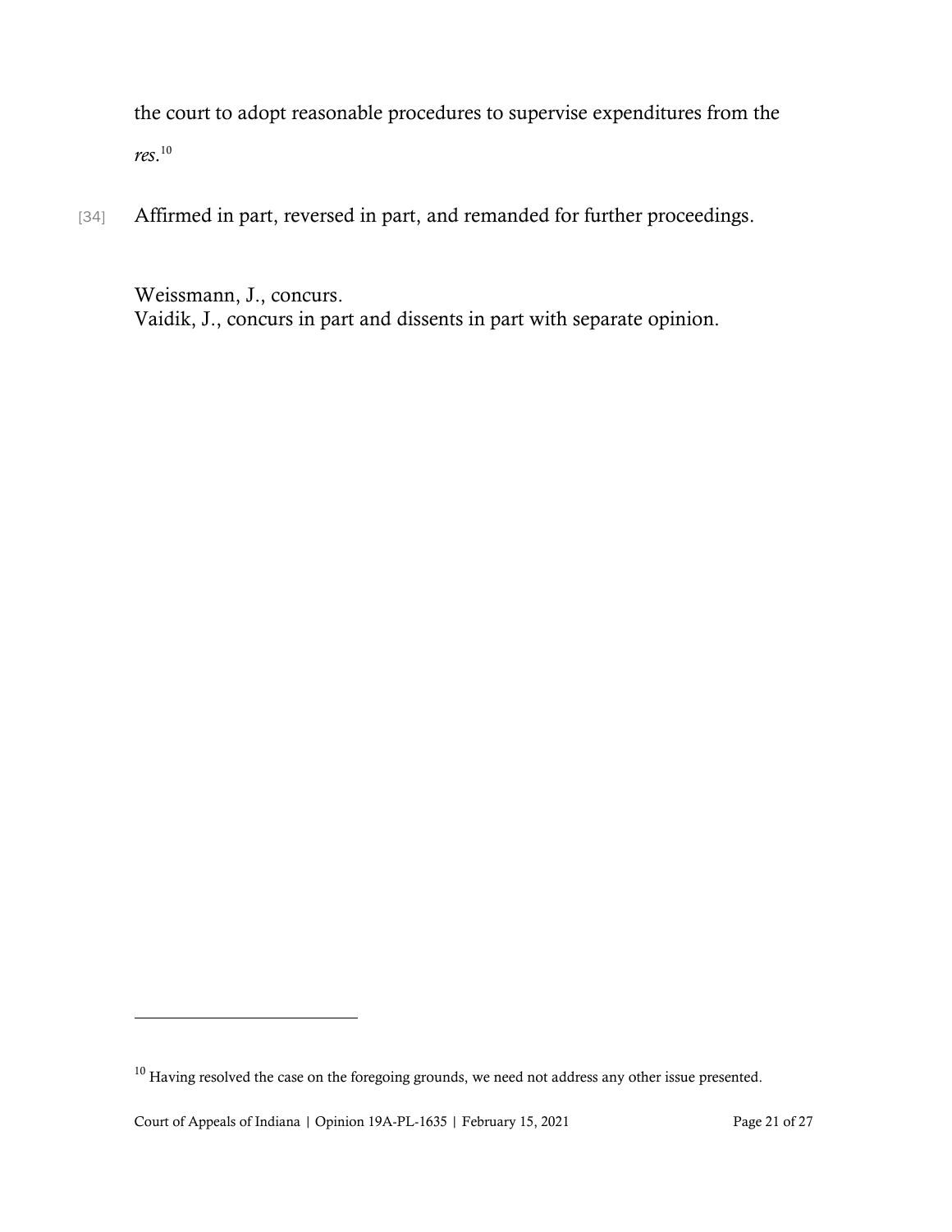the court to adopt reasonable procedures to supervise expenditures from the *res*.[10]

[34] Affirmed in part, reversed in part, and remanded for further proceedings.

Weissmann, J., concurs.
Vaidik, J., concurs in part and dissents in part with separate opinion.

---

[10] Having resolved the case on the foregoing grounds, we need not address any other issue presented.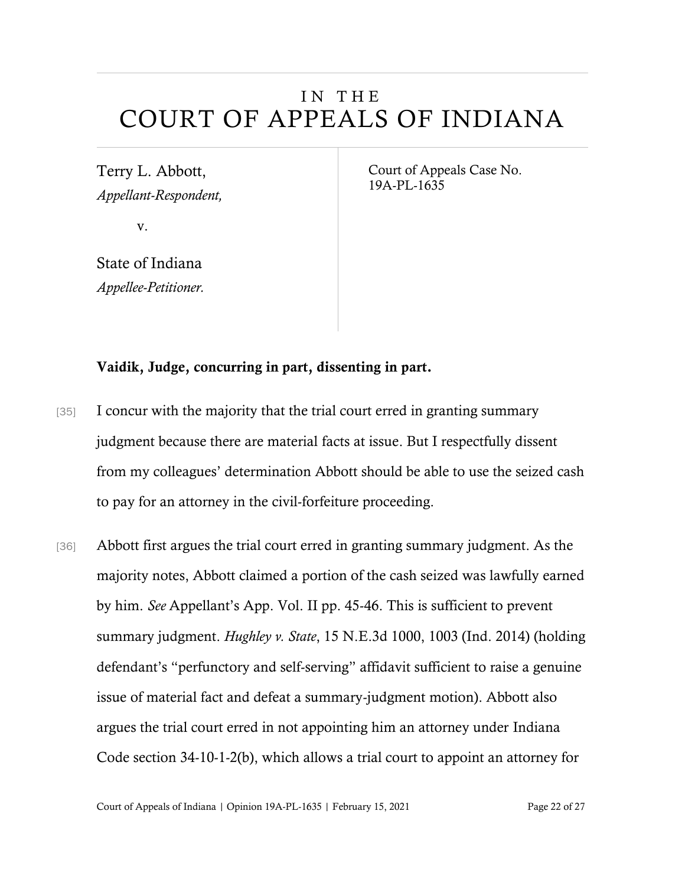# IN THE COURT OF APPEALS OF INDIANA

Terry L. Abbott,
*Appellant-Respondent,*

v.

State of Indiana
*Appellee-Petitioner.*

Court of Appeals Case No. 19A-PL-1635

**Vaidik, Judge, concurring in part, dissenting in part.**

[35] I concur with the majority that the trial court erred in granting summary judgment because there are material facts at issue. But I respectfully dissent from my colleagues' determination Abbott should be able to use the seized cash to pay for an attorney in the civil-forfeiture proceeding.

[36] Abbott first argues the trial court erred in granting summary judgment. As the majority notes, Abbott claimed a portion of the cash seized was lawfully earned by him. *See* Appellant's App. Vol. II pp. 45-46. This is sufficient to prevent summary judgment. *Hughley v. State*, 15 N.E.3d 1000, 1003 (Ind. 2014) (holding defendant's "perfunctory and self-serving" affidavit sufficient to raise a genuine issue of material fact and defeat a summary-judgment motion). Abbott also argues the trial court erred in not appointing him an attorney under Indiana Code section 34-10-1-2(b), which allows a trial court to appoint an attorney for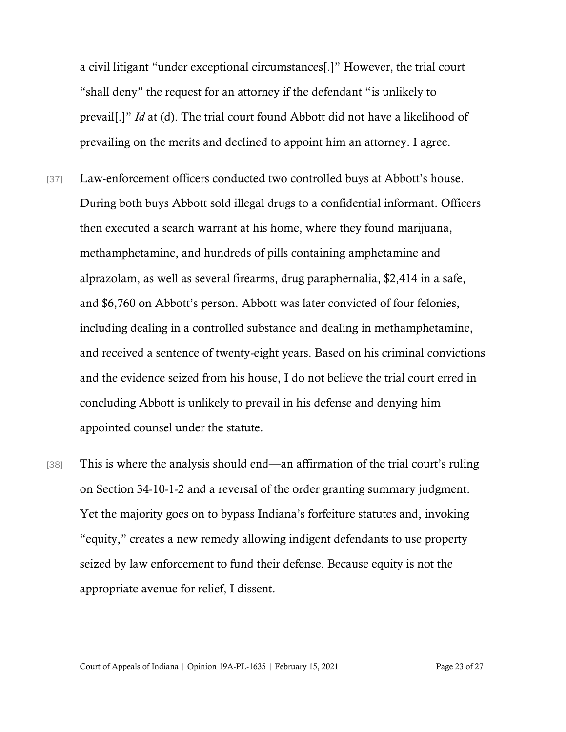a civil litigant "under exceptional circumstances[.]" However, the trial court "shall deny" the request for an attorney if the defendant "is unlikely to prevail[.]" *Id* at (d). The trial court found Abbott did not have a likelihood of prevailing on the merits and declined to appoint him an attorney. I agree.

[37] Law-enforcement officers conducted two controlled buys at Abbott's house. During both buys Abbott sold illegal drugs to a confidential informant. Officers then executed a search warrant at his home, where they found marijuana, methamphetamine, and hundreds of pills containing amphetamine and alprazolam, as well as several firearms, drug paraphernalia, $2,414 in a safe, and $6,760 on Abbott's person. Abbott was later convicted of four felonies, including dealing in a controlled substance and dealing in methamphetamine, and received a sentence of twenty-eight years. Based on his criminal convictions and the evidence seized from his house, I do not believe the trial court erred in concluding Abbott is unlikely to prevail in his defense and denying him appointed counsel under the statute.

[38] This is where the analysis should end—an affirmation of the trial court's ruling on Section 34-10-1-2 and a reversal of the order granting summary judgment. Yet the majority goes on to bypass Indiana's forfeiture statutes and, invoking "equity," creates a new remedy allowing indigent defendants to use property seized by law enforcement to fund their defense. Because equity is not the appropriate avenue for relief, I dissent.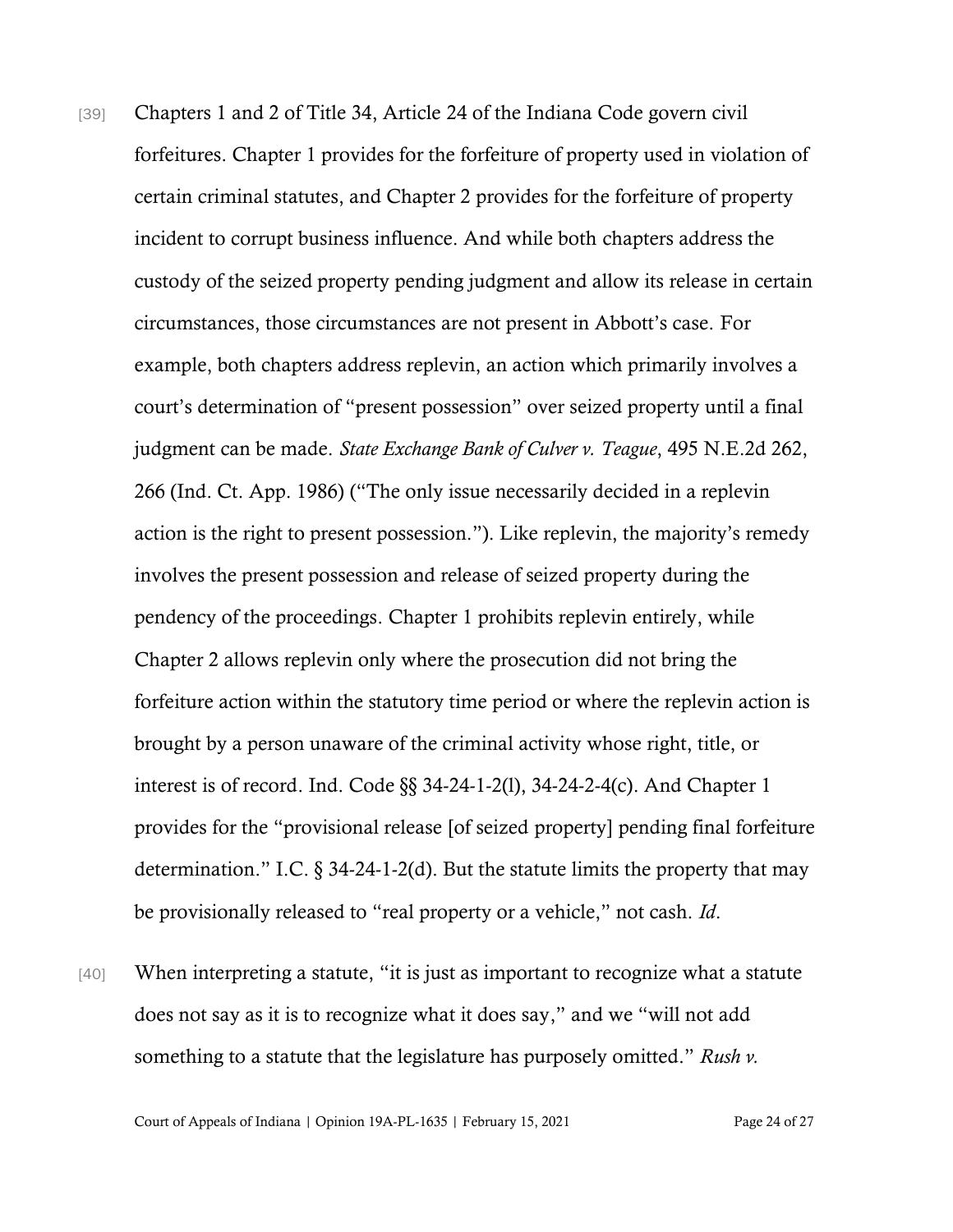[39] Chapters 1 and 2 of Title 34, Article 24 of the Indiana Code govern civil forfeitures. Chapter 1 provides for the forfeiture of property used in violation of certain criminal statutes, and Chapter 2 provides for the forfeiture of property incident to corrupt business influence. And while both chapters address the custody of the seized property pending judgment and allow its release in certain circumstances, those circumstances are not present in Abbott's case. For example, both chapters address replevin, an action which primarily involves a court's determination of "present possession" over seized property until a final judgment can be made. *State Exchange Bank of Culver v. Teague*, 495 N.E.2d 262, 266 (Ind. Ct. App. 1986) ("The only issue necessarily decided in a replevin action is the right to present possession."). Like replevin, the majority's remedy involves the present possession and release of seized property during the pendency of the proceedings. Chapter 1 prohibits replevin entirely, while Chapter 2 allows replevin only where the prosecution did not bring the forfeiture action within the statutory time period or where the replevin action is brought by a person unaware of the criminal activity whose right, title, or interest is of record. Ind. Code §§ 34-24-1-2(l), 34-24-2-4(c). And Chapter 1 provides for the "provisional release [of seized property] pending final forfeiture determination." I.C. § 34-24-1-2(d). But the statute limits the property that may be provisionally released to "real property or a vehicle," not cash. *Id*.

[40] When interpreting a statute, "it is just as important to recognize what a statute does not say as it is to recognize what it does say," and we "will not add something to a statute that the legislature has purposely omitted." *Rush v.*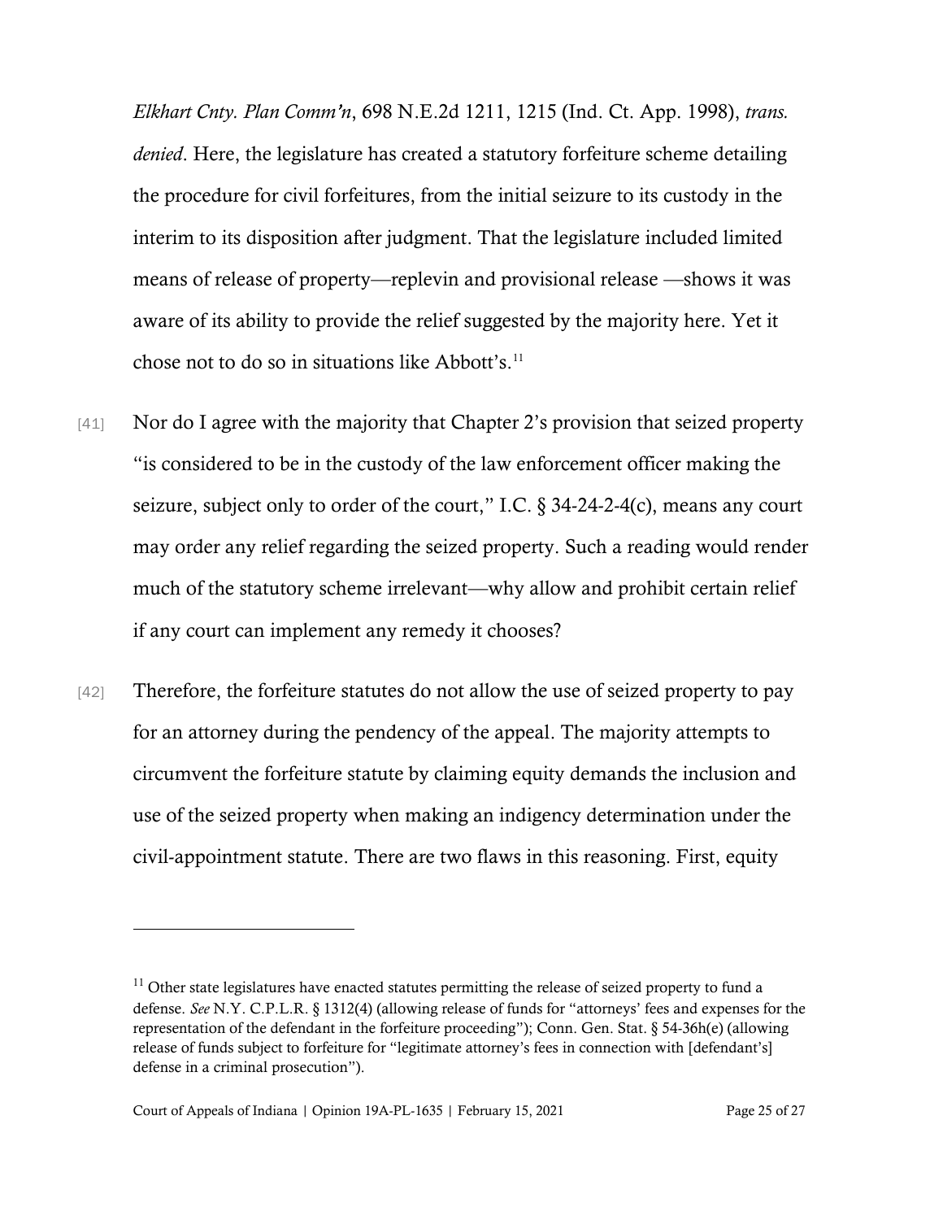*Elkhart Cnty. Plan Comm'n*, 698 N.E.2d 1211, 1215 (Ind. Ct. App. 1998), *trans. denied*. Here, the legislature has created a statutory forfeiture scheme detailing the procedure for civil forfeitures, from the initial seizure to its custody in the interim to its disposition after judgment. That the legislature included limited means of release of property—replevin and provisional release —shows it was aware of its ability to provide the relief suggested by the majority here. Yet it chose not to do so in situations like Abbott's.[11]

[41] Nor do I agree with the majority that Chapter 2's provision that seized property "is considered to be in the custody of the law enforcement officer making the seizure, subject only to order of the court," I.C. § 34-24-2-4(c), means any court may order any relief regarding the seized property. Such a reading would render much of the statutory scheme irrelevant—why allow and prohibit certain relief if any court can implement any remedy it chooses?

[42] Therefore, the forfeiture statutes do not allow the use of seized property to pay for an attorney during the pendency of the appeal. The majority attempts to circumvent the forfeiture statute by claiming equity demands the inclusion and use of the seized property when making an indigency determination under the civil-appointment statute. There are two flaws in this reasoning. First, equity

---

[11] Other state legislatures have enacted statutes permitting the release of seized property to fund a defense. *See* N.Y. C.P.L.R. § 1312(4) (allowing release of funds for "attorneys' fees and expenses for the representation of the defendant in the forfeiture proceeding"); Conn. Gen. Stat. § 54-36h(e) (allowing release of funds subject to forfeiture for "legitimate attorney's fees in connection with [defendant's] defense in a criminal prosecution").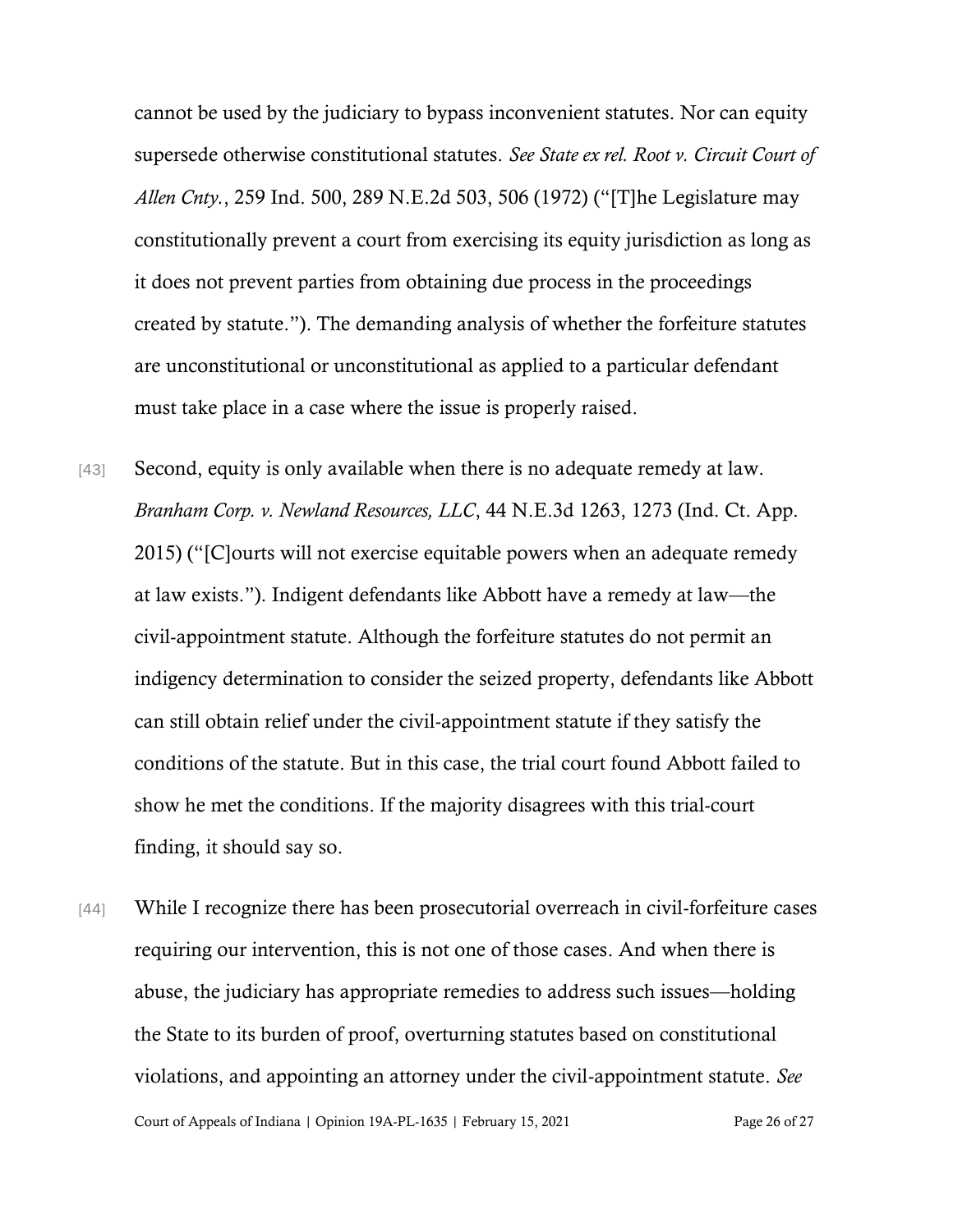cannot be used by the judiciary to bypass inconvenient statutes. Nor can equity supersede otherwise constitutional statutes. *See State ex rel. Root v. Circuit Court of Allen Cnty.*, 259 Ind. 500, 289 N.E.2d 503, 506 (1972) ("[T]he Legislature may constitutionally prevent a court from exercising its equity jurisdiction as long as it does not prevent parties from obtaining due process in the proceedings created by statute."). The demanding analysis of whether the forfeiture statutes are unconstitutional or unconstitutional as applied to a particular defendant must take place in a case where the issue is properly raised.

[43] Second, equity is only available when there is no adequate remedy at law. *Branham Corp. v. Newland Resources, LLC*, 44 N.E.3d 1263, 1273 (Ind. Ct. App. 2015) ("[C]ourts will not exercise equitable powers when an adequate remedy at law exists."). Indigent defendants like Abbott have a remedy at law—the civil-appointment statute. Although the forfeiture statutes do not permit an indigency determination to consider the seized property, defendants like Abbott can still obtain relief under the civil-appointment statute if they satisfy the conditions of the statute. But in this case, the trial court found Abbott failed to show he met the conditions. If the majority disagrees with this trial-court finding, it should say so.

[44] While I recognize there has been prosecutorial overreach in civil-forfeiture cases requiring our intervention, this is not one of those cases. And when there is abuse, the judiciary has appropriate remedies to address such issues—holding the State to its burden of proof, overturning statutes based on constitutional violations, and appointing an attorney under the civil-appointment statute. *See*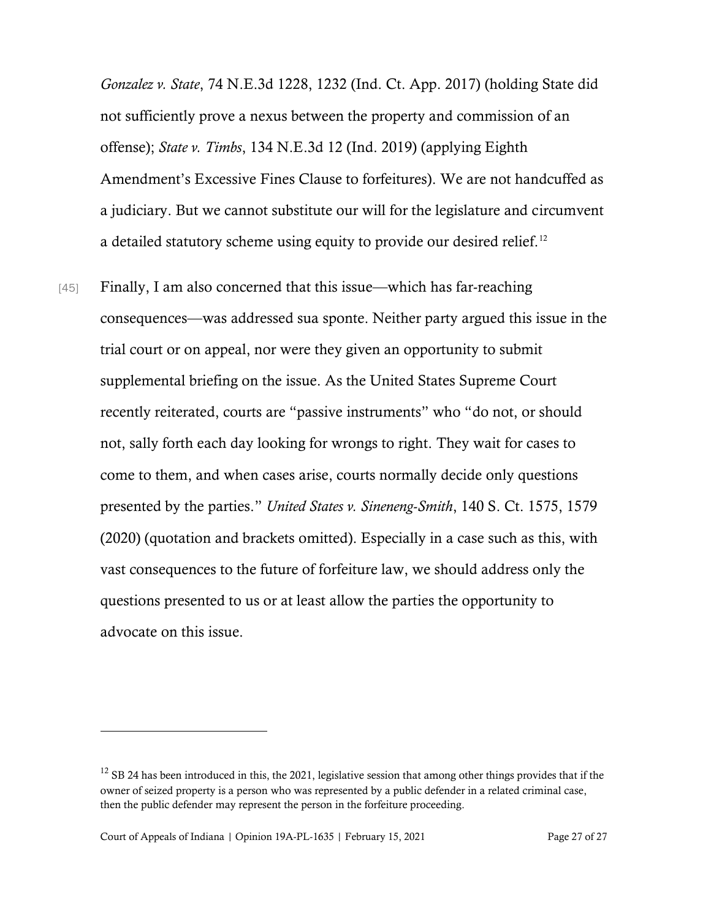*Gonzalez v. State*, 74 N.E.3d 1228, 1232 (Ind. Ct. App. 2017) (holding State did not sufficiently prove a nexus between the property and commission of an offense); *State v. Timbs*, 134 N.E.3d 12 (Ind. 2019) (applying Eighth Amendment's Excessive Fines Clause to forfeitures). We are not handcuffed as a judiciary. But we cannot substitute our will for the legislature and circumvent a detailed statutory scheme using equity to provide our desired relief.[12]

[45] Finally, I am also concerned that this issue—which has far-reaching consequences—was addressed sua sponte. Neither party argued this issue in the trial court or on appeal, nor were they given an opportunity to submit supplemental briefing on the issue. As the United States Supreme Court recently reiterated, courts are "passive instruments" who "do not, or should not, sally forth each day looking for wrongs to right. They wait for cases to come to them, and when cases arise, courts normally decide only questions presented by the parties." *United States v. Sineneng-Smith*, 140 S. Ct. 1575, 1579 (2020) (quotation and brackets omitted). Especially in a case such as this, with vast consequences to the future of forfeiture law, we should address only the questions presented to us or at least allow the parties the opportunity to advocate on this issue.

---

[12] SB 24 has been introduced in this, the 2021, legislative session that among other things provides that if the owner of seized property is a person who was represented by a public defender in a related criminal case, then the public defender may represent the person in the forfeiture proceeding.